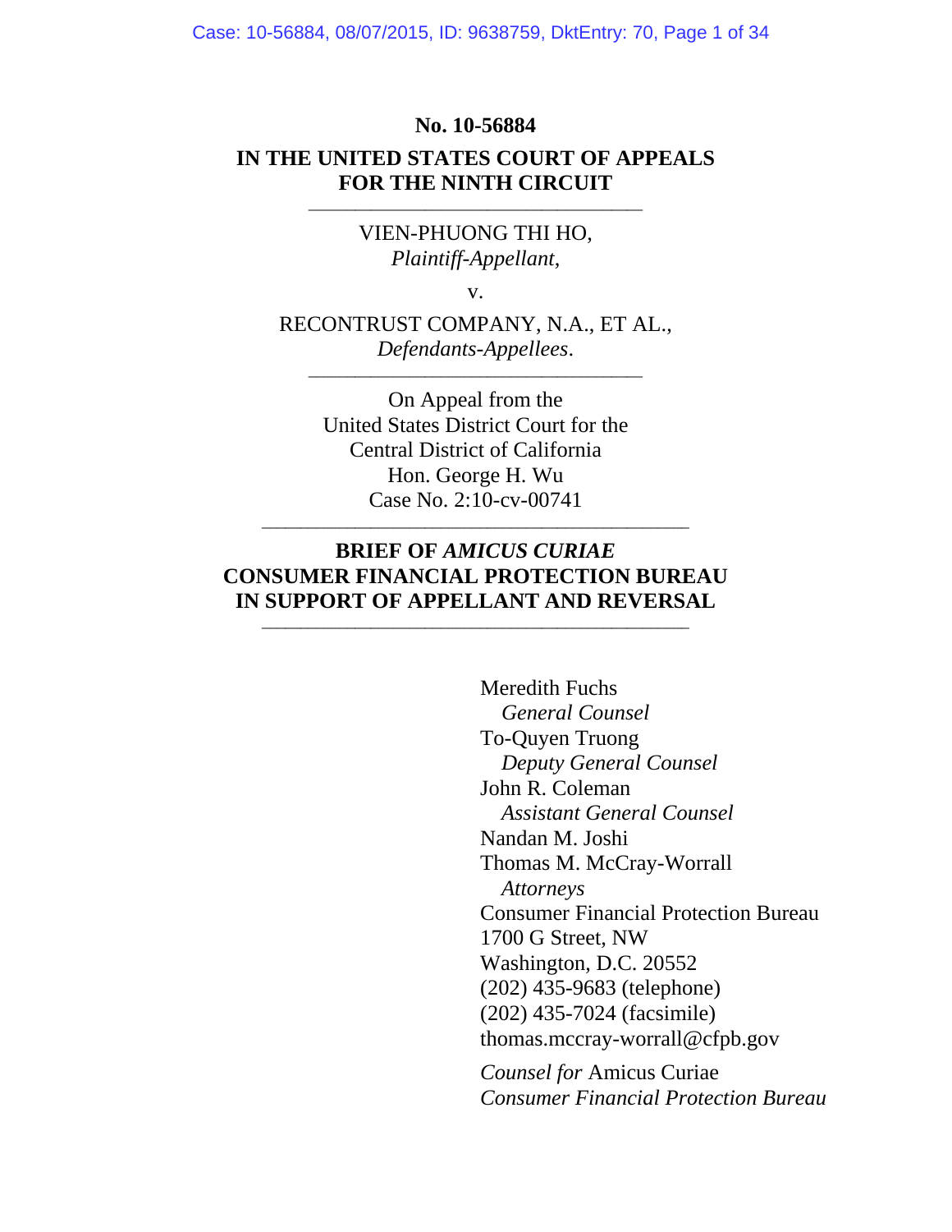**No. 10-56884**

**IN THE UNITED STATES COURT OF APPEALS**
**FOR THE NINTH CIRCUIT**

---

VIEN-PHUONG THI HO,
*Plaintiff-Appellant*,

v.

RECONTRUST COMPANY, N.A., ET AL.,
*Defendants-Appellees*.

---

On Appeal from the
United States District Court for the
Central District of California
Hon. George H. Wu
Case No. 2:10-cv-00741

---

**BRIEF OF *AMICUS CURIAE***
**CONSUMER FINANCIAL PROTECTION BUREAU**
**IN SUPPORT OF APPELLANT AND REVERSAL**

---

Meredith Fuchs
*General Counsel*
To-Quyen Truong
*Deputy General Counsel*
John R. Coleman
*Assistant General Counsel*
Nandan M. Joshi
Thomas M. McCray-Worrall
*Attorneys*
Consumer Financial Protection Bureau
1700 G Street, NW
Washington, D.C. 20552
(202) 435-9683 (telephone)
(202) 435-7024 (facsimile)
thomas.mccray-worrall@cfpb.gov

*Counsel for* Amicus Curiae
*Consumer Financial Protection Bureau*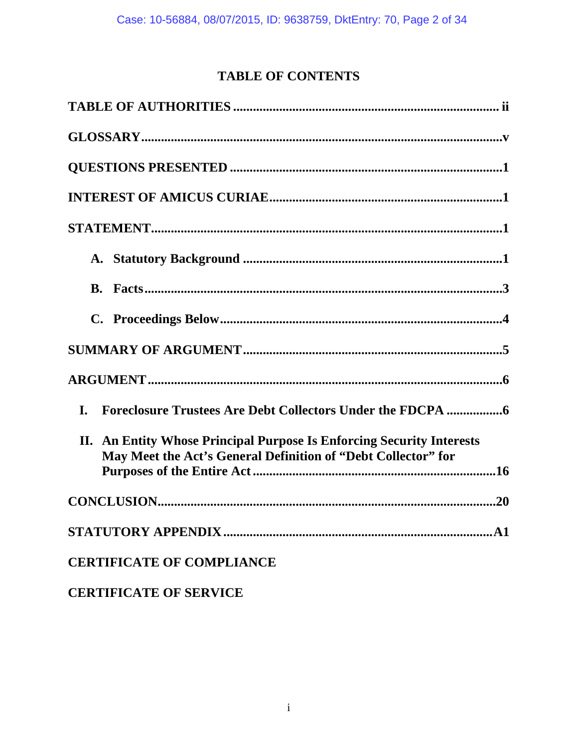# TABLE OF CONTENTS

**TABLE OF AUTHORITIES** ..... ii

**GLOSSARY** ..... v

**QUESTIONS PRESENTED** ..... 1

**INTEREST OF AMICUS CURIAE** ..... 1

**STATEMENT** ..... 1

- **A. Statutory Background** ..... 1
- **B. Facts** ..... 3
- **C. Proceedings Below** ..... 4

**SUMMARY OF ARGUMENT** ..... 5

**ARGUMENT** ..... 6

- **I. Foreclosure Trustees Are Debt Collectors Under the FDCPA** ..... 6
- **II. An Entity Whose Principal Purpose Is Enforcing Security Interests May Meet the Act's General Definition of "Debt Collector" for Purposes of the Entire Act** ..... 16

**CONCLUSION** ..... 20

**STATUTORY APPENDIX** ..... A1

**CERTIFICATE OF COMPLIANCE**

**CERTIFICATE OF SERVICE**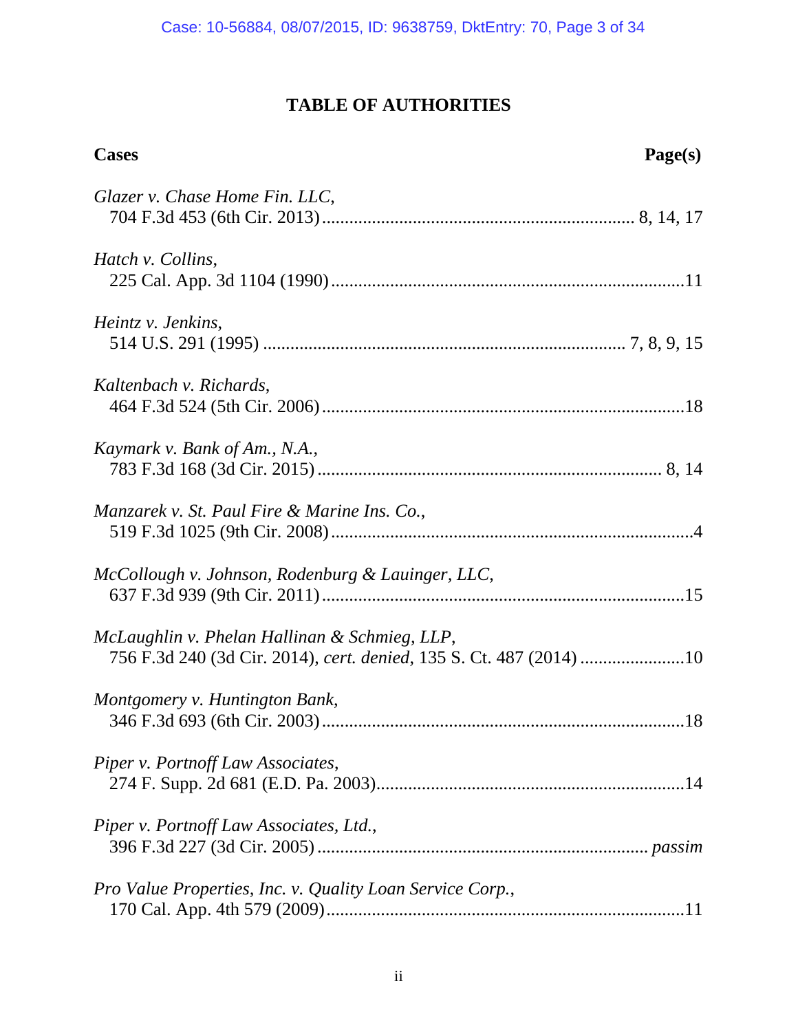# TABLE OF AUTHORITIES

**Cases** **Page(s)**

*Glazer v. Chase Home Fin. LLC*,
704 F.3d 453 (6th Cir. 2013) .......... 8, 14, 17

*Hatch v. Collins*,
225 Cal. App. 3d 1104 (1990) .......... 11

*Heintz v. Jenkins*,
514 U.S. 291 (1995) .......... 7, 8, 9, 15

*Kaltenbach v. Richards*,
464 F.3d 524 (5th Cir. 2006) .......... 18

*Kaymark v. Bank of Am., N.A.*,
783 F.3d 168 (3d Cir. 2015) .......... 8, 14

*Manzarek v. St. Paul Fire & Marine Ins. Co.*,
519 F.3d 1025 (9th Cir. 2008) .......... 4

*McCollough v. Johnson, Rodenburg & Lauinger, LLC*,
637 F.3d 939 (9th Cir. 2011) .......... 15

*McLaughlin v. Phelan Hallinan & Schmieg, LLP*,
756 F.3d 240 (3d Cir. 2014), *cert. denied*, 135 S. Ct. 487 (2014) .......... 10

*Montgomery v. Huntington Bank*,
346 F.3d 693 (6th Cir. 2003) .......... 18

*Piper v. Portnoff Law Associates*,
274 F. Supp. 2d 681 (E.D. Pa. 2003) .......... 14

*Piper v. Portnoff Law Associates, Ltd.*,
396 F.3d 227 (3d Cir. 2005) .......... *passim*

*Pro Value Properties, Inc. v. Quality Loan Service Corp.*,
170 Cal. App. 4th 579 (2009) .......... 11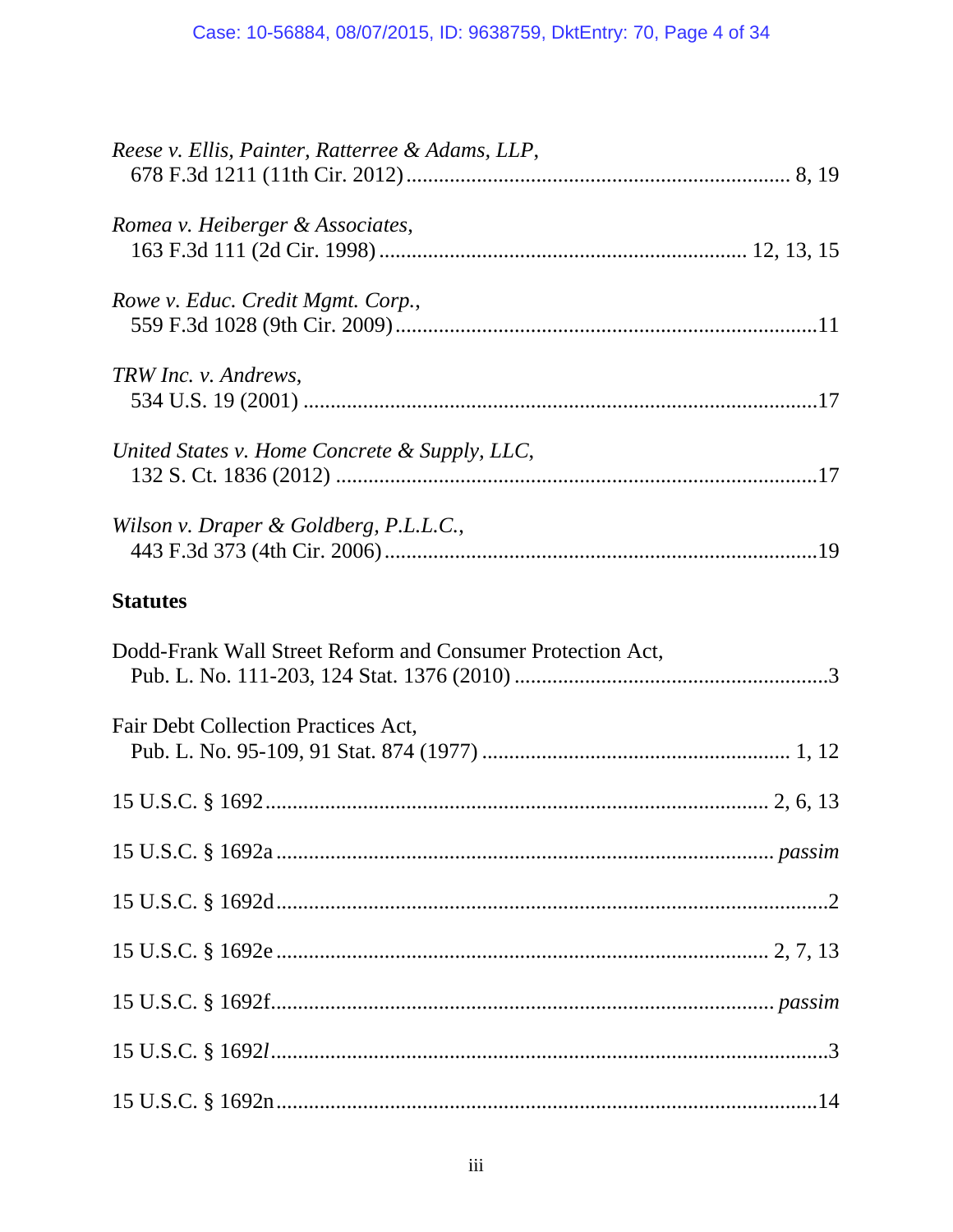*Reese v. Ellis, Painter, Ratterree & Adams, LLP*,
678 F.3d 1211 (11th Cir. 2012) ........................................................................ 8, 19

*Romea v. Heiberger & Associates*,
163 F.3d 111 (2d Cir. 1998) .................................................................... 12, 13, 15

*Rowe v. Educ. Credit Mgmt. Corp.*,
559 F.3d 1028 (9th Cir. 2009) ..............................................................................11

*TRW Inc. v. Andrews*,
534 U.S. 19 (2001) ...............................................................................................17

*United States v. Home Concrete & Supply, LLC*,
132 S. Ct. 1836 (2012) .........................................................................................17

*Wilson v. Draper & Goldberg, P.L.L.C.*,
443 F.3d 373 (4th Cir. 2006) .................................................................................19

**Statutes**

Dodd-Frank Wall Street Reform and Consumer Protection Act,
Pub. L. No. 111-203, 124 Stat. 1376 (2010) ...........................................................3

Fair Debt Collection Practices Act,
Pub. L. No. 95-109, 91 Stat. 874 (1977) ......................................................... 1, 12

15 U.S.C. § 1692 ........................................................................................... 2, 6, 13

15 U.S.C. § 1692a ............................................................................................ *passim*

15 U.S.C. § 1692d .......................................................................................................2

15 U.S.C. § 1692e ......................................................................................... 2, 7, 13

15 U.S.C. § 1692f.............................................................................................. *passim*

15 U.S.C. § 1692*l* ........................................................................................................3

15 U.S.C. § 1692n .....................................................................................................14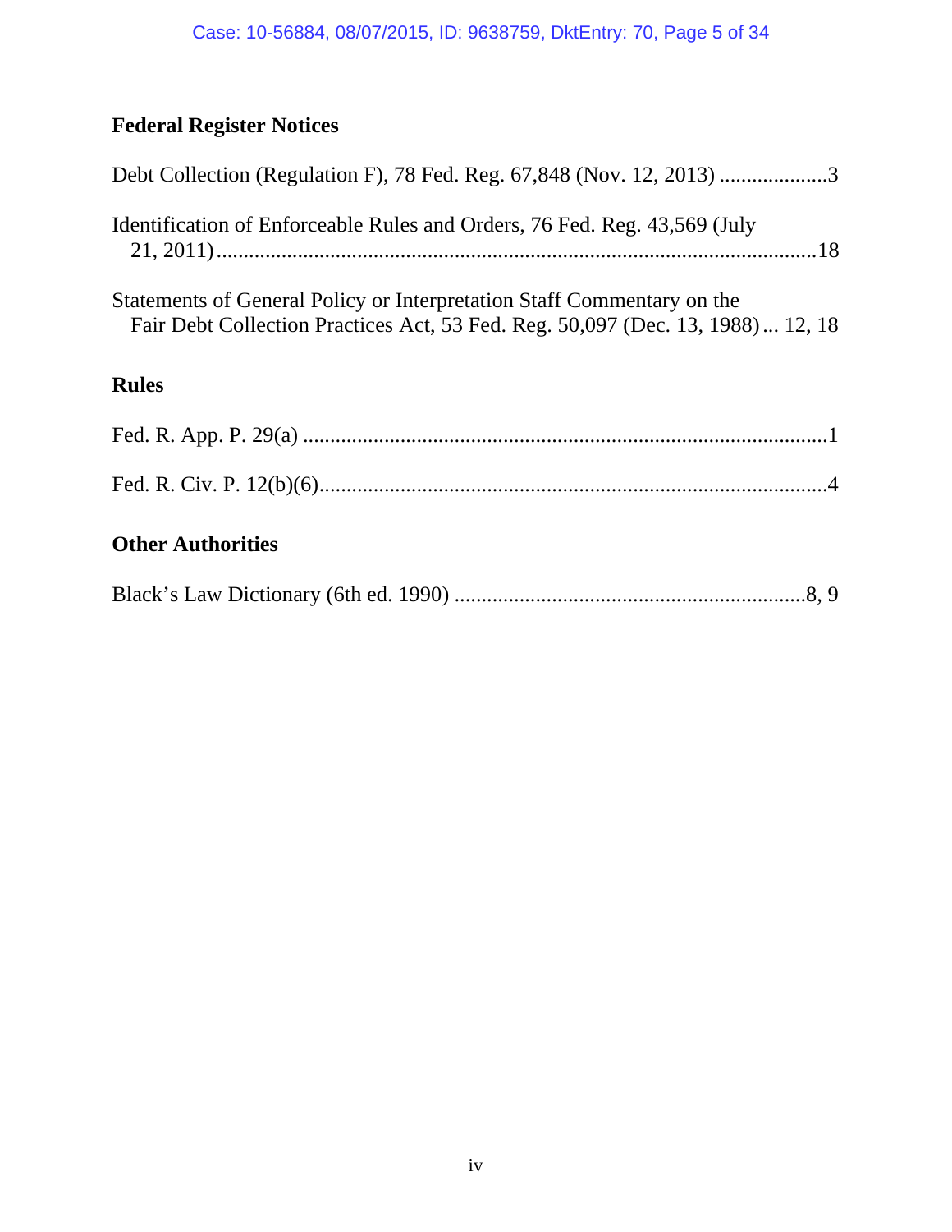## Federal Register Notices

Debt Collection (Regulation F), 78 Fed. Reg. 67,848 (Nov. 12, 2013) ....................3

Identification of Enforceable Rules and Orders, 76 Fed. Reg. 43,569 (July 21, 2011) ....................18

Statements of General Policy or Interpretation Staff Commentary on the Fair Debt Collection Practices Act, 53 Fed. Reg. 50,097 (Dec. 13, 1988) ... 12, 18

## Rules

Fed. R. App. P. 29(a) ....................1

Fed. R. Civ. P. 12(b)(6) ....................4

## Other Authorities

Black's Law Dictionary (6th ed. 1990) ....................8, 9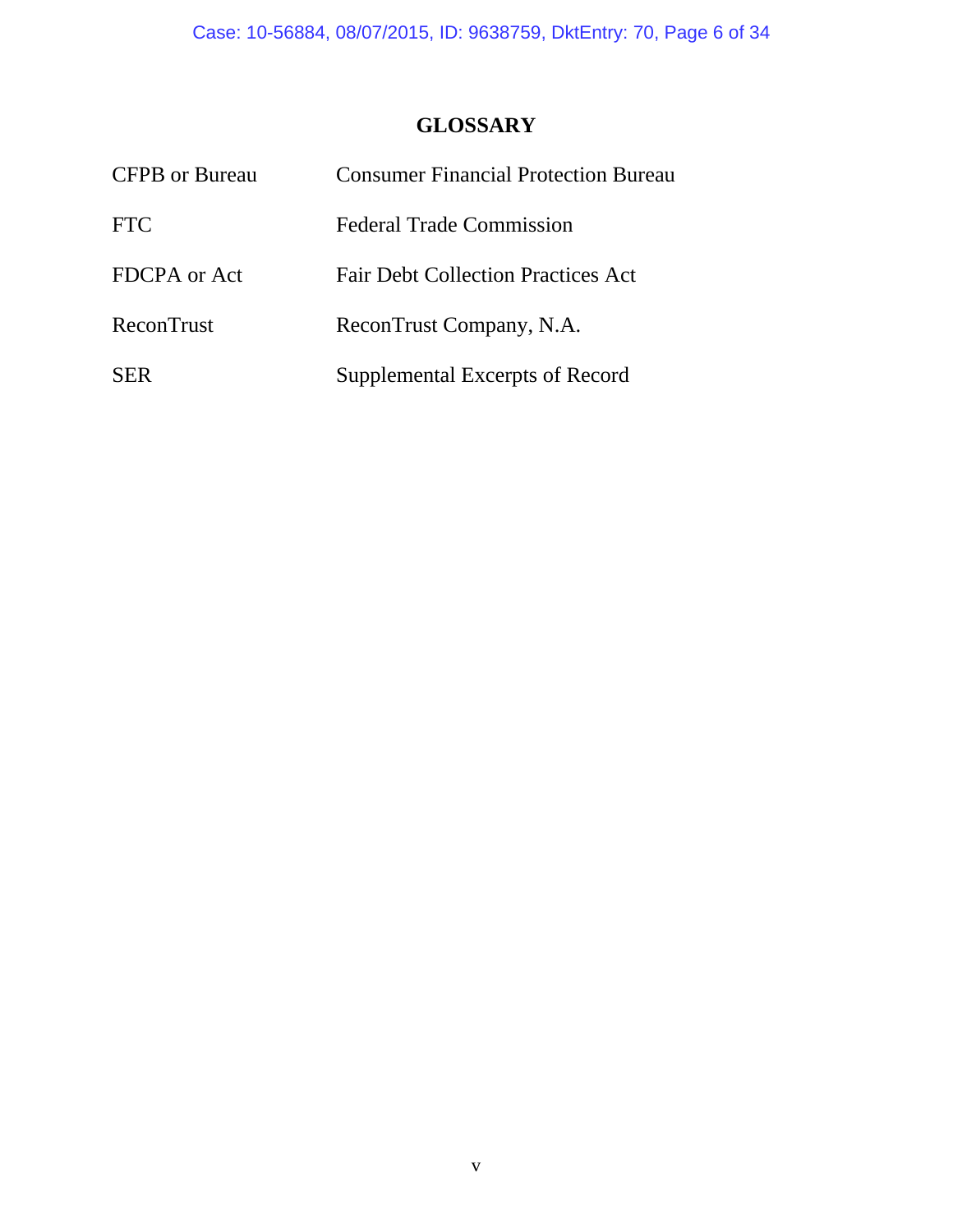## GLOSSARY

| | |
|---|---|
| CFPB or Bureau | Consumer Financial Protection Bureau |
| FTC | Federal Trade Commission |
| FDCPA or Act | Fair Debt Collection Practices Act |
| ReconTrust | ReconTrust Company, N.A. |
| SER | Supplemental Excerpts of Record |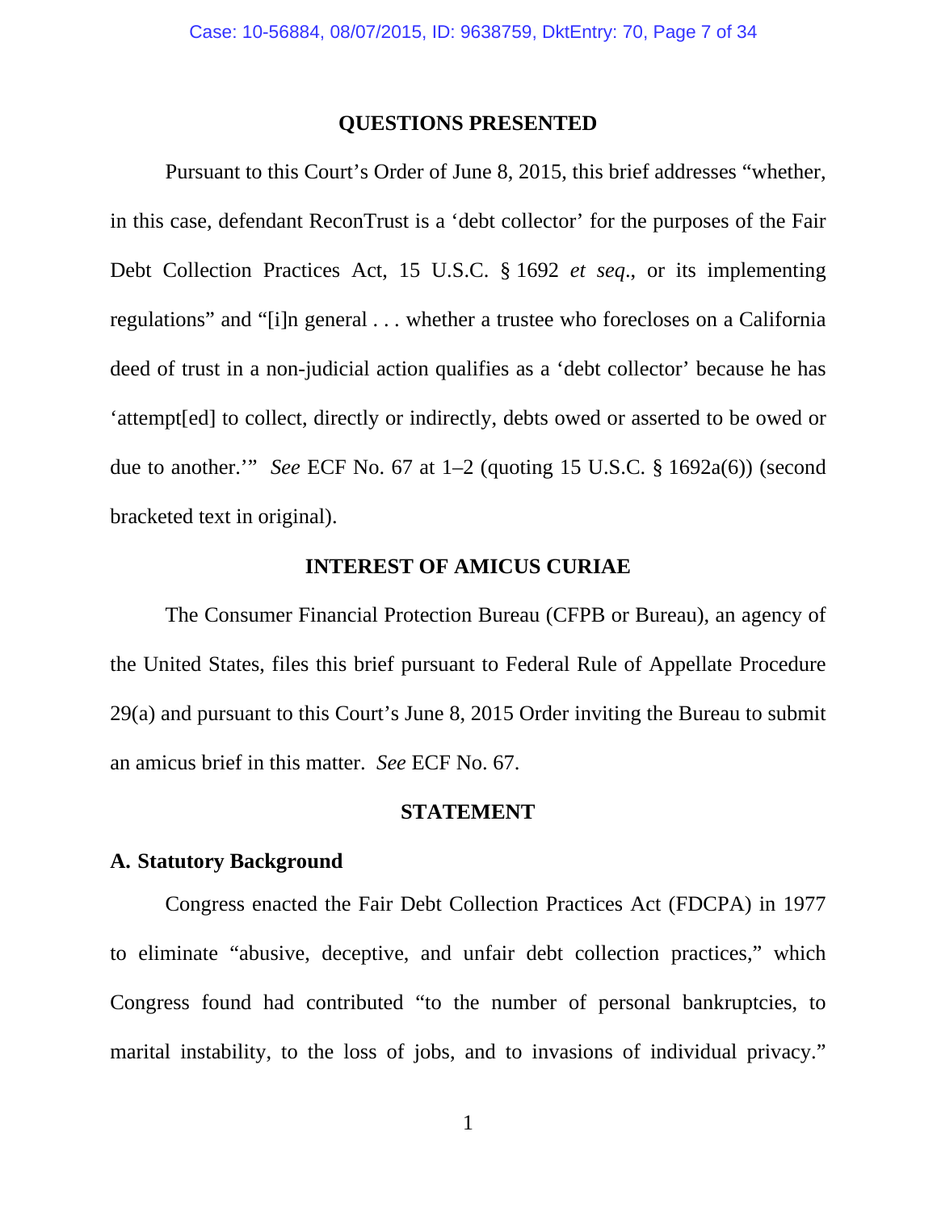## QUESTIONS PRESENTED

Pursuant to this Court's Order of June 8, 2015, this brief addresses "whether, in this case, defendant ReconTrust is a 'debt collector' for the purposes of the Fair Debt Collection Practices Act, 15 U.S.C. § 1692 *et seq*., or its implementing regulations" and "[i]n general . . . whether a trustee who forecloses on a California deed of trust in a non-judicial action qualifies as a 'debt collector' because he has 'attempt[ed] to collect, directly or indirectly, debts owed or asserted to be owed or due to another.'" *See* ECF No. 67 at 1–2 (quoting 15 U.S.C. § 1692a(6)) (second bracketed text in original).

## INTEREST OF AMICUS CURIAE

The Consumer Financial Protection Bureau (CFPB or Bureau), an agency of the United States, files this brief pursuant to Federal Rule of Appellate Procedure 29(a) and pursuant to this Court's June 8, 2015 Order inviting the Bureau to submit an amicus brief in this matter. *See* ECF No. 67.

## STATEMENT

### A. Statutory Background

Congress enacted the Fair Debt Collection Practices Act (FDCPA) in 1977 to eliminate "abusive, deceptive, and unfair debt collection practices," which Congress found had contributed "to the number of personal bankruptcies, to marital instability, to the loss of jobs, and to invasions of individual privacy."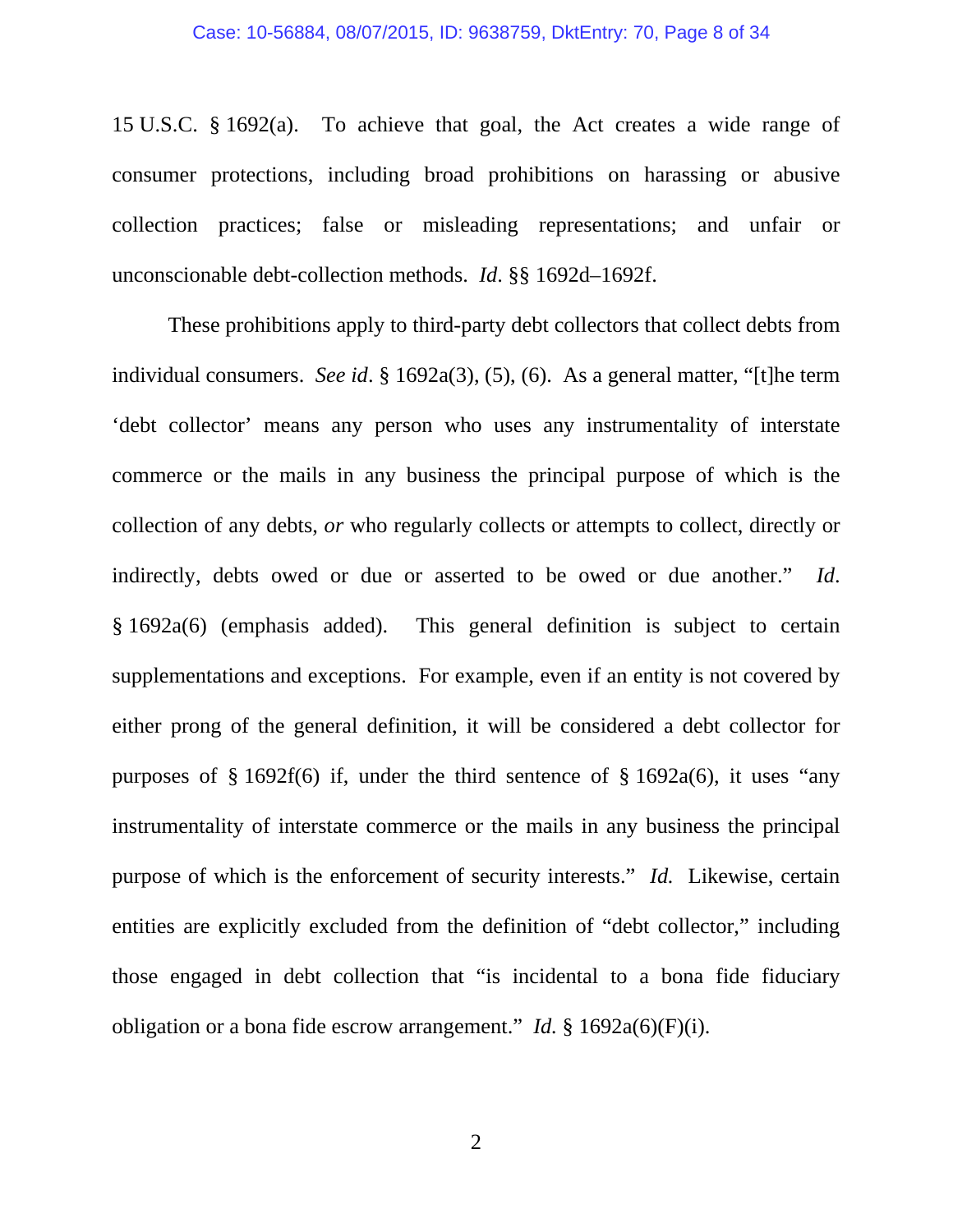15 U.S.C. § 1692(a). To achieve that goal, the Act creates a wide range of consumer protections, including broad prohibitions on harassing or abusive collection practices; false or misleading representations; and unfair or unconscionable debt-collection methods. *Id*. §§ 1692d–1692f.

These prohibitions apply to third-party debt collectors that collect debts from individual consumers. *See id*. § 1692a(3), (5), (6). As a general matter, "[t]he term 'debt collector' means any person who uses any instrumentality of interstate commerce or the mails in any business the principal purpose of which is the collection of any debts, *or* who regularly collects or attempts to collect, directly or indirectly, debts owed or due or asserted to be owed or due another." *Id*. § 1692a(6) (emphasis added). This general definition is subject to certain supplementations and exceptions. For example, even if an entity is not covered by either prong of the general definition, it will be considered a debt collector for purposes of § 1692f(6) if, under the third sentence of § 1692a(6), it uses "any instrumentality of interstate commerce or the mails in any business the principal purpose of which is the enforcement of security interests." *Id.* Likewise, certain entities are explicitly excluded from the definition of "debt collector," including those engaged in debt collection that "is incidental to a bona fide fiduciary obligation or a bona fide escrow arrangement." *Id.* § 1692a(6)(F)(i).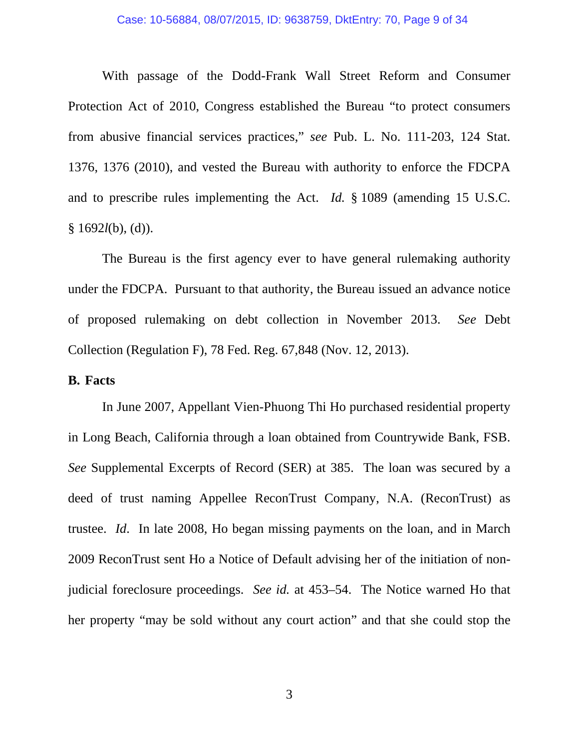With passage of the Dodd-Frank Wall Street Reform and Consumer Protection Act of 2010, Congress established the Bureau "to protect consumers from abusive financial services practices," *see* Pub. L. No. 111-203, 124 Stat. 1376, 1376 (2010), and vested the Bureau with authority to enforce the FDCPA and to prescribe rules implementing the Act. *Id.* § 1089 (amending 15 U.S.C. § 1692*l*(b), (d)).

The Bureau is the first agency ever to have general rulemaking authority under the FDCPA. Pursuant to that authority, the Bureau issued an advance notice of proposed rulemaking on debt collection in November 2013. *See* Debt Collection (Regulation F), 78 Fed. Reg. 67,848 (Nov. 12, 2013).

**B. Facts**

In June 2007, Appellant Vien-Phuong Thi Ho purchased residential property in Long Beach, California through a loan obtained from Countrywide Bank, FSB. *See* Supplemental Excerpts of Record (SER) at 385. The loan was secured by a deed of trust naming Appellee ReconTrust Company, N.A. (ReconTrust) as trustee. *Id*. In late 2008, Ho began missing payments on the loan, and in March 2009 ReconTrust sent Ho a Notice of Default advising her of the initiation of non-judicial foreclosure proceedings. *See id.* at 453–54. The Notice warned Ho that her property "may be sold without any court action" and that she could stop the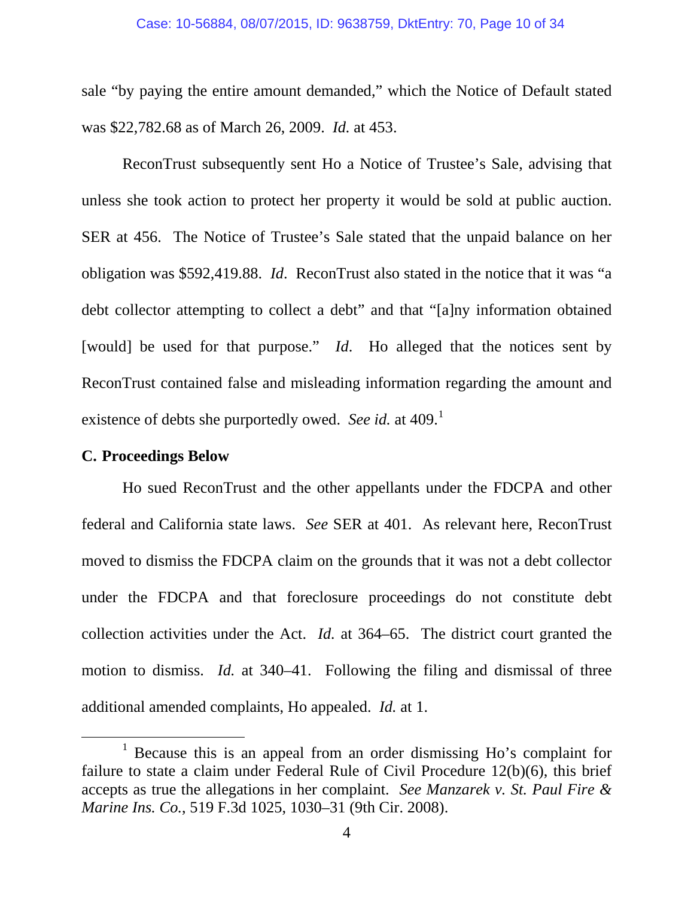sale "by paying the entire amount demanded," which the Notice of Default stated was $22,782.68 as of March 26, 2009. *Id.* at 453.

ReconTrust subsequently sent Ho a Notice of Trustee's Sale, advising that unless she took action to protect her property it would be sold at public auction. SER at 456. The Notice of Trustee's Sale stated that the unpaid balance on her obligation was $592,419.88. *Id*. ReconTrust also stated in the notice that it was "a debt collector attempting to collect a debt" and that "[a]ny information obtained [would] be used for that purpose." *Id*. Ho alleged that the notices sent by ReconTrust contained false and misleading information regarding the amount and existence of debts she purportedly owed. *See id.* at 409.[1]

**C. Proceedings Below**

Ho sued ReconTrust and the other appellants under the FDCPA and other federal and California state laws. *See* SER at 401. As relevant here, ReconTrust moved to dismiss the FDCPA claim on the grounds that it was not a debt collector under the FDCPA and that foreclosure proceedings do not constitute debt collection activities under the Act. *Id.* at 364–65. The district court granted the motion to dismiss. *Id.* at 340–41. Following the filing and dismissal of three additional amended complaints, Ho appealed. *Id.* at 1.

[1] Because this is an appeal from an order dismissing Ho's complaint for failure to state a claim under Federal Rule of Civil Procedure 12(b)(6), this brief accepts as true the allegations in her complaint. *See Manzarek v. St. Paul Fire & Marine Ins. Co.*, 519 F.3d 1025, 1030–31 (9th Cir. 2008).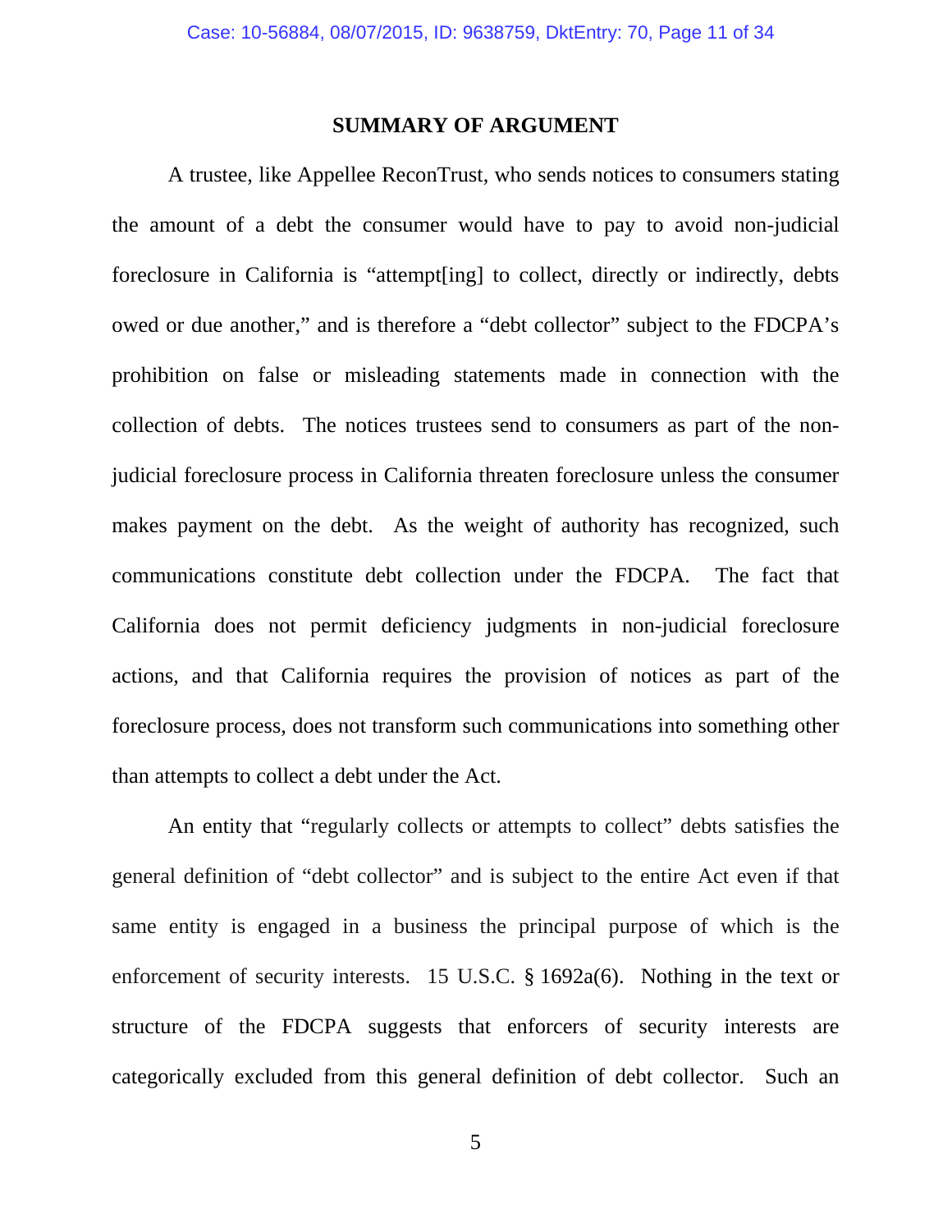## SUMMARY OF ARGUMENT

A trustee, like Appellee ReconTrust, who sends notices to consumers stating the amount of a debt the consumer would have to pay to avoid non-judicial foreclosure in California is "attempt[ing] to collect, directly or indirectly, debts owed or due another," and is therefore a "debt collector" subject to the FDCPA's prohibition on false or misleading statements made in connection with the collection of debts. The notices trustees send to consumers as part of the non-judicial foreclosure process in California threaten foreclosure unless the consumer makes payment on the debt. As the weight of authority has recognized, such communications constitute debt collection under the FDCPA. The fact that California does not permit deficiency judgments in non-judicial foreclosure actions, and that California requires the provision of notices as part of the foreclosure process, does not transform such communications into something other than attempts to collect a debt under the Act.

An entity that "regularly collects or attempts to collect" debts satisfies the general definition of "debt collector" and is subject to the entire Act even if that same entity is engaged in a business the principal purpose of which is the enforcement of security interests. 15 U.S.C. § 1692a(6). Nothing in the text or structure of the FDCPA suggests that enforcers of security interests are categorically excluded from this general definition of debt collector. Such an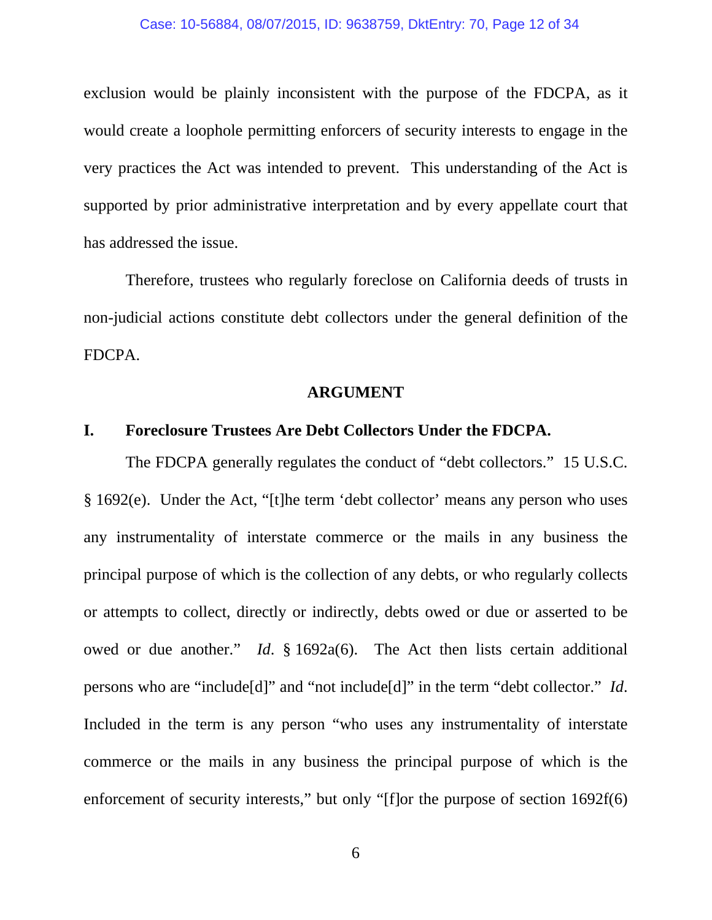exclusion would be plainly inconsistent with the purpose of the FDCPA, as it would create a loophole permitting enforcers of security interests to engage in the very practices the Act was intended to prevent. This understanding of the Act is supported by prior administrative interpretation and by every appellate court that has addressed the issue.

Therefore, trustees who regularly foreclose on California deeds of trusts in non-judicial actions constitute debt collectors under the general definition of the FDCPA.

## ARGUMENT

### I. Foreclosure Trustees Are Debt Collectors Under the FDCPA.

The FDCPA generally regulates the conduct of "debt collectors." 15 U.S.C. § 1692(e). Under the Act, "[t]he term 'debt collector' means any person who uses any instrumentality of interstate commerce or the mails in any business the principal purpose of which is the collection of any debts, or who regularly collects or attempts to collect, directly or indirectly, debts owed or due or asserted to be owed or due another." *Id*. § 1692a(6). The Act then lists certain additional persons who are "include[d]" and "not include[d]" in the term "debt collector." *Id*. Included in the term is any person "who uses any instrumentality of interstate commerce or the mails in any business the principal purpose of which is the enforcement of security interests," but only "[f]or the purpose of section 1692f(6)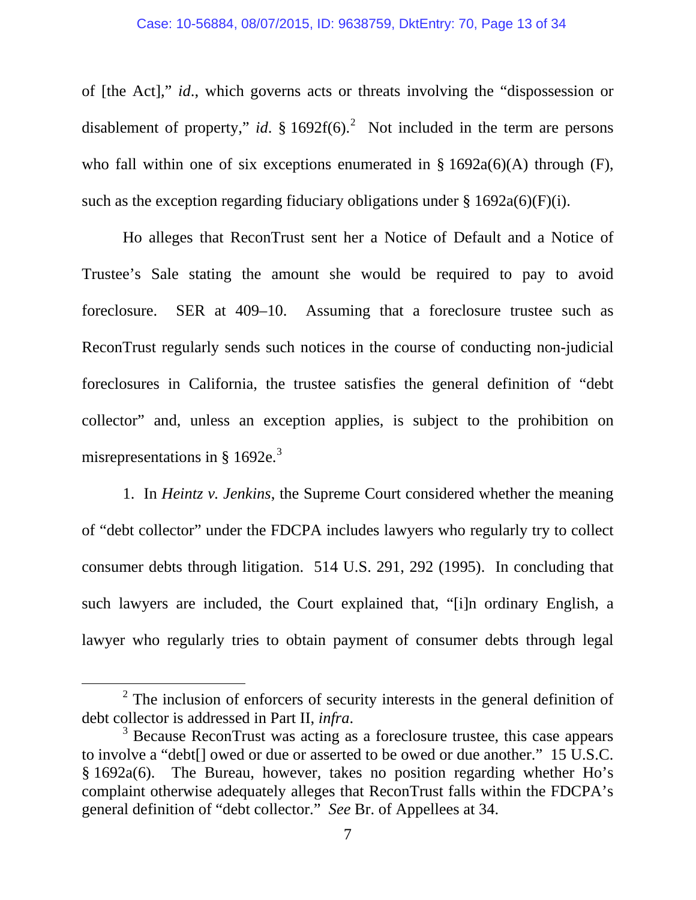of [the Act]," *id*., which governs acts or threats involving the "dispossession or disablement of property," *id*. § 1692f(6).[2] Not included in the term are persons who fall within one of six exceptions enumerated in § 1692a(6)(A) through (F), such as the exception regarding fiduciary obligations under § 1692a(6)(F)(i).

Ho alleges that ReconTrust sent her a Notice of Default and a Notice of Trustee's Sale stating the amount she would be required to pay to avoid foreclosure. SER at 409–10. Assuming that a foreclosure trustee such as ReconTrust regularly sends such notices in the course of conducting non-judicial foreclosures in California, the trustee satisfies the general definition of "debt collector" and, unless an exception applies, is subject to the prohibition on misrepresentations in § 1692e.[3]

1. In *Heintz v. Jenkins*, the Supreme Court considered whether the meaning of "debt collector" under the FDCPA includes lawyers who regularly try to collect consumer debts through litigation. 514 U.S. 291, 292 (1995). In concluding that such lawyers are included, the Court explained that, "[i]n ordinary English, a lawyer who regularly tries to obtain payment of consumer debts through legal

---

[2] The inclusion of enforcers of security interests in the general definition of debt collector is addressed in Part II, *infra*.

[3] Because ReconTrust was acting as a foreclosure trustee, this case appears to involve a "debt[] owed or due or asserted to be owed or due another." 15 U.S.C. § 1692a(6). The Bureau, however, takes no position regarding whether Ho's complaint otherwise adequately alleges that ReconTrust falls within the FDCPA's general definition of "debt collector." *See* Br. of Appellees at 34.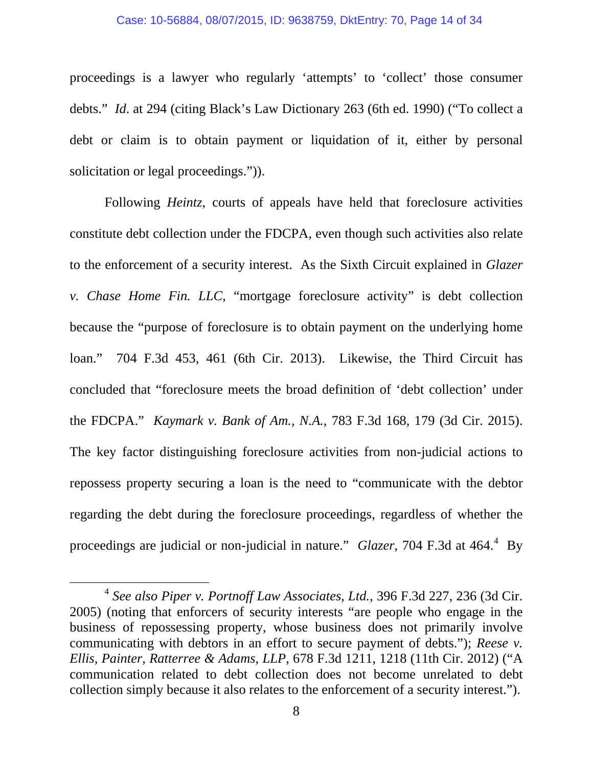proceedings is a lawyer who regularly 'attempts' to 'collect' those consumer debts." *Id*. at 294 (citing Black's Law Dictionary 263 (6th ed. 1990) ("To collect a debt or claim is to obtain payment or liquidation of it, either by personal solicitation or legal proceedings.")).

Following *Heintz*, courts of appeals have held that foreclosure activities constitute debt collection under the FDCPA, even though such activities also relate to the enforcement of a security interest. As the Sixth Circuit explained in *Glazer v. Chase Home Fin. LLC*, "mortgage foreclosure activity" is debt collection because the "purpose of foreclosure is to obtain payment on the underlying home loan." 704 F.3d 453, 461 (6th Cir. 2013). Likewise, the Third Circuit has concluded that "foreclosure meets the broad definition of 'debt collection' under the FDCPA." *Kaymark v. Bank of Am., N.A.*, 783 F.3d 168, 179 (3d Cir. 2015). The key factor distinguishing foreclosure activities from non-judicial actions to repossess property securing a loan is the need to "communicate with the debtor regarding the debt during the foreclosure proceedings, regardless of whether the proceedings are judicial or non-judicial in nature." *Glazer*, 704 F.3d at 464.[4] By

[4] *See also Piper v. Portnoff Law Associates, Ltd.*, 396 F.3d 227, 236 (3d Cir. 2005) (noting that enforcers of security interests "are people who engage in the business of repossessing property, whose business does not primarily involve communicating with debtors in an effort to secure payment of debts."); *Reese v. Ellis, Painter, Ratterree & Adams, LLP*, 678 F.3d 1211, 1218 (11th Cir. 2012) ("A communication related to debt collection does not become unrelated to debt collection simply because it also relates to the enforcement of a security interest.").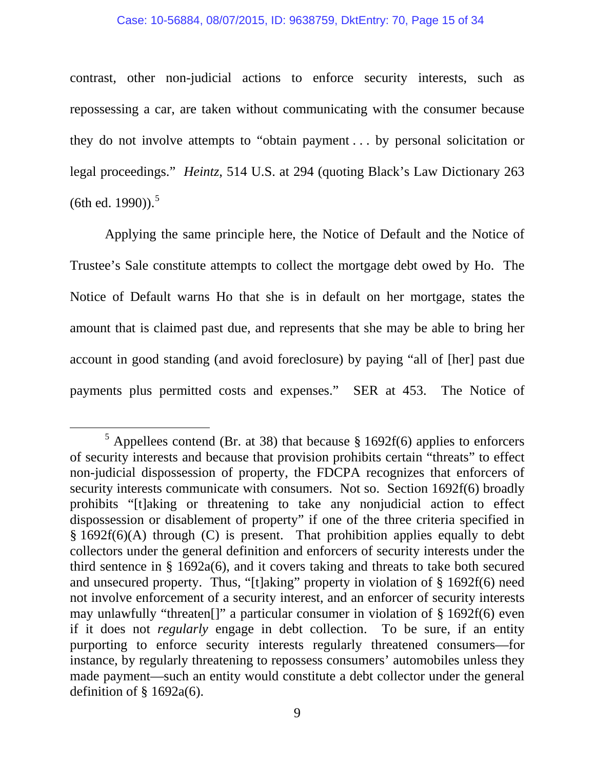contrast, other non-judicial actions to enforce security interests, such as repossessing a car, are taken without communicating with the consumer because they do not involve attempts to "obtain payment . . . by personal solicitation or legal proceedings." *Heintz*, 514 U.S. at 294 (quoting Black's Law Dictionary 263 (6th ed. 1990)).[5]

Applying the same principle here, the Notice of Default and the Notice of Trustee's Sale constitute attempts to collect the mortgage debt owed by Ho. The Notice of Default warns Ho that she is in default on her mortgage, states the amount that is claimed past due, and represents that she may be able to bring her account in good standing (and avoid foreclosure) by paying "all of [her] past due payments plus permitted costs and expenses." SER at 453. The Notice of

[5] Appellees contend (Br. at 38) that because § 1692f(6) applies to enforcers of security interests and because that provision prohibits certain "threats" to effect non-judicial dispossession of property, the FDCPA recognizes that enforcers of security interests communicate with consumers. Not so. Section 1692f(6) broadly prohibits "[t]aking or threatening to take any nonjudicial action to effect dispossession or disablement of property" if one of the three criteria specified in § 1692f(6)(A) through (C) is present. That prohibition applies equally to debt collectors under the general definition and enforcers of security interests under the third sentence in § 1692a(6), and it covers taking and threats to take both secured and unsecured property. Thus, "[t]aking" property in violation of § 1692f(6) need not involve enforcement of a security interest, and an enforcer of security interests may unlawfully "threaten[]" a particular consumer in violation of § 1692f(6) even if it does not *regularly* engage in debt collection. To be sure, if an entity purporting to enforce security interests regularly threatened consumers—for instance, by regularly threatening to repossess consumers' automobiles unless they made payment—such an entity would constitute a debt collector under the general definition of § 1692a(6).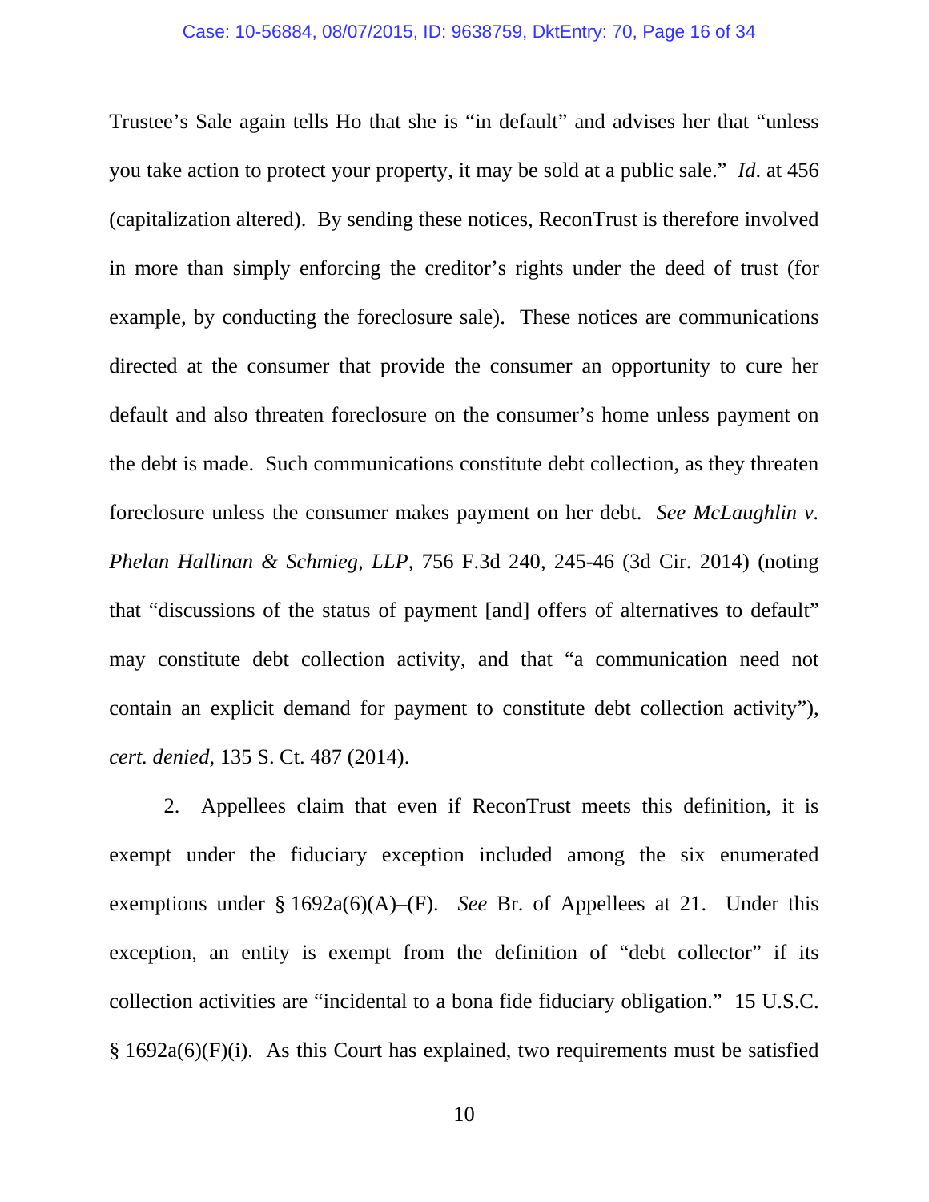Trustee's Sale again tells Ho that she is "in default" and advises her that "unless you take action to protect your property, it may be sold at a public sale." *Id*. at 456 (capitalization altered). By sending these notices, ReconTrust is therefore involved in more than simply enforcing the creditor's rights under the deed of trust (for example, by conducting the foreclosure sale). These notices are communications directed at the consumer that provide the consumer an opportunity to cure her default and also threaten foreclosure on the consumer's home unless payment on the debt is made. Such communications constitute debt collection, as they threaten foreclosure unless the consumer makes payment on her debt. *See McLaughlin v. Phelan Hallinan & Schmieg, LLP*, 756 F.3d 240, 245-46 (3d Cir. 2014) (noting that "discussions of the status of payment [and] offers of alternatives to default" may constitute debt collection activity, and that "a communication need not contain an explicit demand for payment to constitute debt collection activity"), *cert. denied*, 135 S. Ct. 487 (2014).

2. Appellees claim that even if ReconTrust meets this definition, it is exempt under the fiduciary exception included among the six enumerated exemptions under § 1692a(6)(A)–(F). *See* Br. of Appellees at 21. Under this exception, an entity is exempt from the definition of "debt collector" if its collection activities are "incidental to a bona fide fiduciary obligation." 15 U.S.C. § 1692a(6)(F)(i). As this Court has explained, two requirements must be satisfied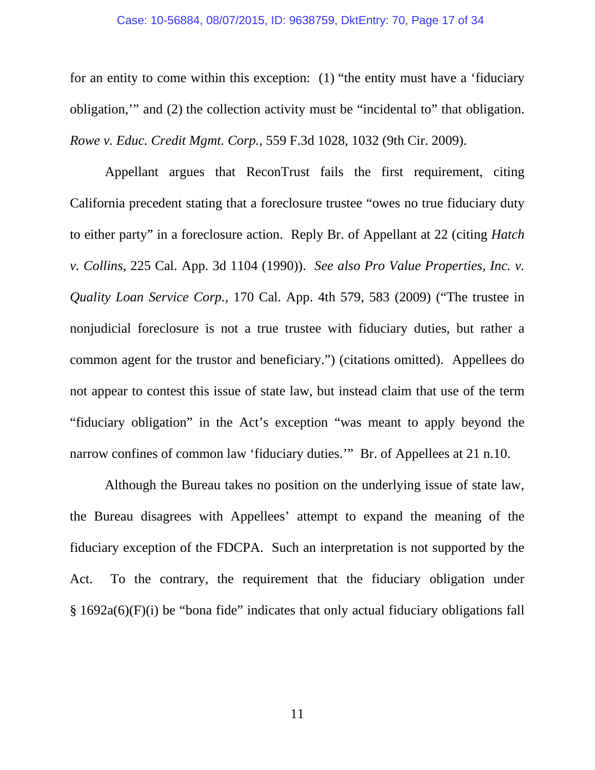for an entity to come within this exception: (1) "the entity must have a 'fiduciary obligation,'" and (2) the collection activity must be "incidental to" that obligation. *Rowe v. Educ. Credit Mgmt. Corp.*, 559 F.3d 1028, 1032 (9th Cir. 2009).

Appellant argues that ReconTrust fails the first requirement, citing California precedent stating that a foreclosure trustee "owes no true fiduciary duty to either party" in a foreclosure action. Reply Br. of Appellant at 22 (citing *Hatch v. Collins*, 225 Cal. App. 3d 1104 (1990)). *See also Pro Value Properties, Inc. v. Quality Loan Service Corp.*, 170 Cal. App. 4th 579, 583 (2009) ("The trustee in nonjudicial foreclosure is not a true trustee with fiduciary duties, but rather a common agent for the trustor and beneficiary.") (citations omitted). Appellees do not appear to contest this issue of state law, but instead claim that use of the term "fiduciary obligation" in the Act's exception "was meant to apply beyond the narrow confines of common law 'fiduciary duties.'" Br. of Appellees at 21 n.10.

Although the Bureau takes no position on the underlying issue of state law, the Bureau disagrees with Appellees' attempt to expand the meaning of the fiduciary exception of the FDCPA. Such an interpretation is not supported by the Act. To the contrary, the requirement that the fiduciary obligation under § 1692a(6)(F)(i) be "bona fide" indicates that only actual fiduciary obligations fall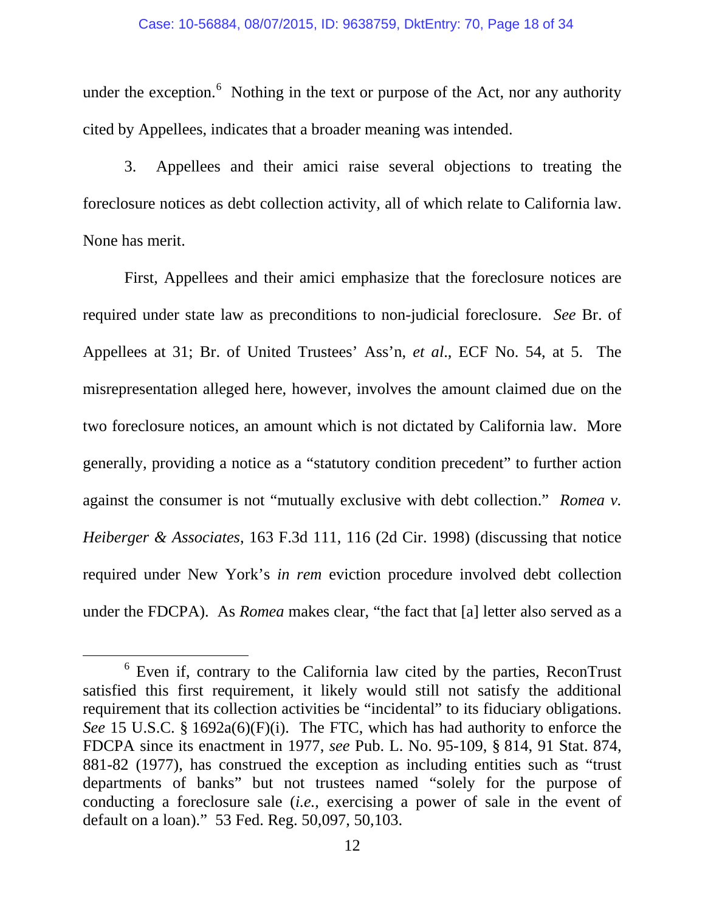under the exception.[6] Nothing in the text or purpose of the Act, nor any authority cited by Appellees, indicates that a broader meaning was intended.

3. Appellees and their amici raise several objections to treating the foreclosure notices as debt collection activity, all of which relate to California law. None has merit.

First, Appellees and their amici emphasize that the foreclosure notices are required under state law as preconditions to non-judicial foreclosure. *See* Br. of Appellees at 31; Br. of United Trustees' Ass'n, *et al.*, ECF No. 54, at 5. The misrepresentation alleged here, however, involves the amount claimed due on the two foreclosure notices, an amount which is not dictated by California law. More generally, providing a notice as a "statutory condition precedent" to further action against the consumer is not "mutually exclusive with debt collection." *Romea v. Heiberger & Associates*, 163 F.3d 111, 116 (2d Cir. 1998) (discussing that notice required under New York's *in rem* eviction procedure involved debt collection under the FDCPA). As *Romea* makes clear, "the fact that [a] letter also served as a

---

[6] Even if, contrary to the California law cited by the parties, ReconTrust satisfied this first requirement, it likely would still not satisfy the additional requirement that its collection activities be "incidental" to its fiduciary obligations. *See* 15 U.S.C. § 1692a(6)(F)(i). The FTC, which has had authority to enforce the FDCPA since its enactment in 1977, *see* Pub. L. No. 95-109, § 814, 91 Stat. 874, 881-82 (1977), has construed the exception as including entities such as "trust departments of banks" but not trustees named "solely for the purpose of conducting a foreclosure sale (*i.e.*, exercising a power of sale in the event of default on a loan)." 53 Fed. Reg. 50,097, 50,103.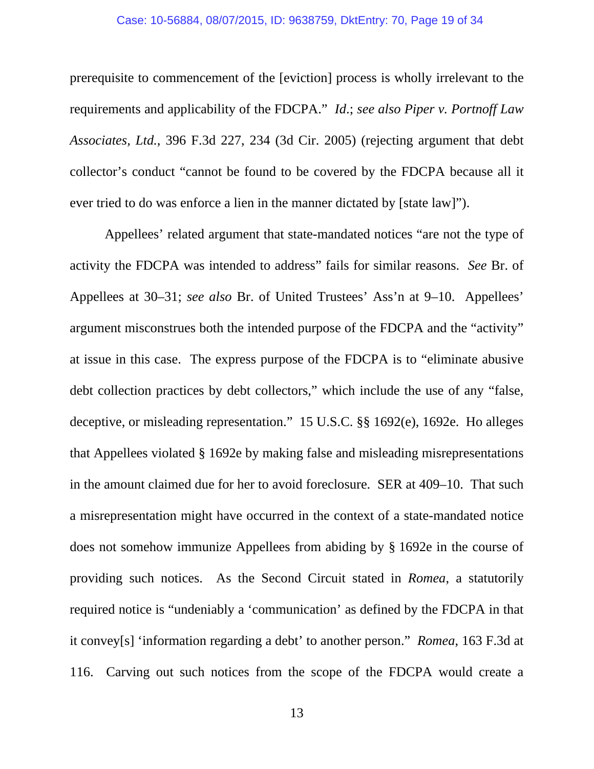prerequisite to commencement of the [eviction] process is wholly irrelevant to the requirements and applicability of the FDCPA." *Id.*; *see also Piper v. Portnoff Law Associates, Ltd.*, 396 F.3d 227, 234 (3d Cir. 2005) (rejecting argument that debt collector's conduct "cannot be found to be covered by the FDCPA because all it ever tried to do was enforce a lien in the manner dictated by [state law]").

Appellees' related argument that state-mandated notices "are not the type of activity the FDCPA was intended to address" fails for similar reasons. *See* Br. of Appellees at 30–31; *see also* Br. of United Trustees' Ass'n at 9–10. Appellees' argument misconstrues both the intended purpose of the FDCPA and the "activity" at issue in this case. The express purpose of the FDCPA is to "eliminate abusive debt collection practices by debt collectors," which include the use of any "false, deceptive, or misleading representation." 15 U.S.C. §§ 1692(e), 1692e. Ho alleges that Appellees violated § 1692e by making false and misleading misrepresentations in the amount claimed due for her to avoid foreclosure. SER at 409–10. That such a misrepresentation might have occurred in the context of a state-mandated notice does not somehow immunize Appellees from abiding by § 1692e in the course of providing such notices. As the Second Circuit stated in *Romea*, a statutorily required notice is "undeniably a 'communication' as defined by the FDCPA in that it convey[s] 'information regarding a debt' to another person." *Romea*, 163 F.3d at 116. Carving out such notices from the scope of the FDCPA would create a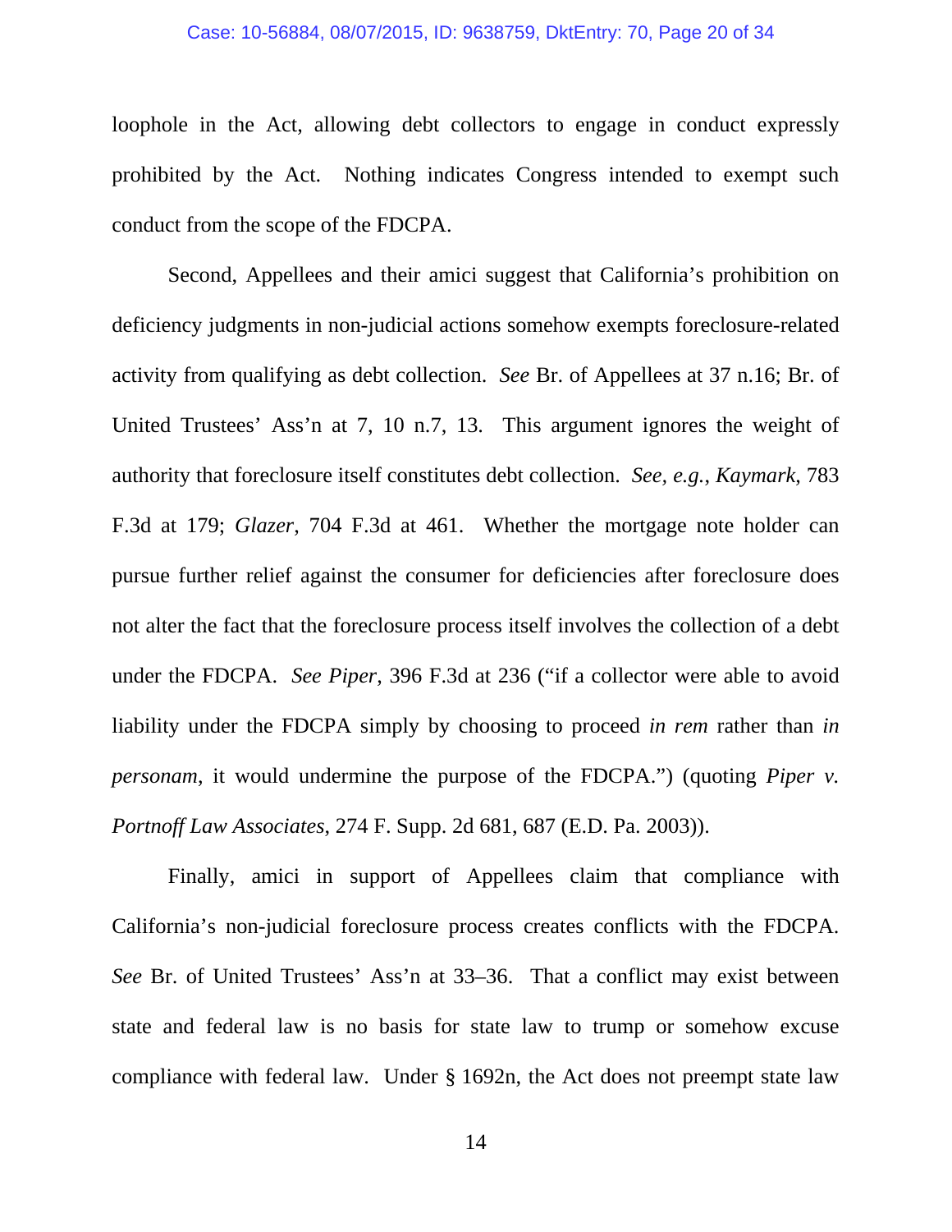loophole in the Act, allowing debt collectors to engage in conduct expressly prohibited by the Act. Nothing indicates Congress intended to exempt such conduct from the scope of the FDCPA.

Second, Appellees and their amici suggest that California's prohibition on deficiency judgments in non-judicial actions somehow exempts foreclosure-related activity from qualifying as debt collection. *See* Br. of Appellees at 37 n.16; Br. of United Trustees' Ass'n at 7, 10 n.7, 13. This argument ignores the weight of authority that foreclosure itself constitutes debt collection. *See, e.g.*, *Kaymark*, 783 F.3d at 179; *Glazer*, 704 F.3d at 461. Whether the mortgage note holder can pursue further relief against the consumer for deficiencies after foreclosure does not alter the fact that the foreclosure process itself involves the collection of a debt under the FDCPA. *See Piper*, 396 F.3d at 236 ("if a collector were able to avoid liability under the FDCPA simply by choosing to proceed *in rem* rather than *in personam*, it would undermine the purpose of the FDCPA.") (quoting *Piper v. Portnoff Law Associates*, 274 F. Supp. 2d 681, 687 (E.D. Pa. 2003)).

Finally, amici in support of Appellees claim that compliance with California's non-judicial foreclosure process creates conflicts with the FDCPA. *See* Br. of United Trustees' Ass'n at 33–36. That a conflict may exist between state and federal law is no basis for state law to trump or somehow excuse compliance with federal law. Under § 1692n, the Act does not preempt state law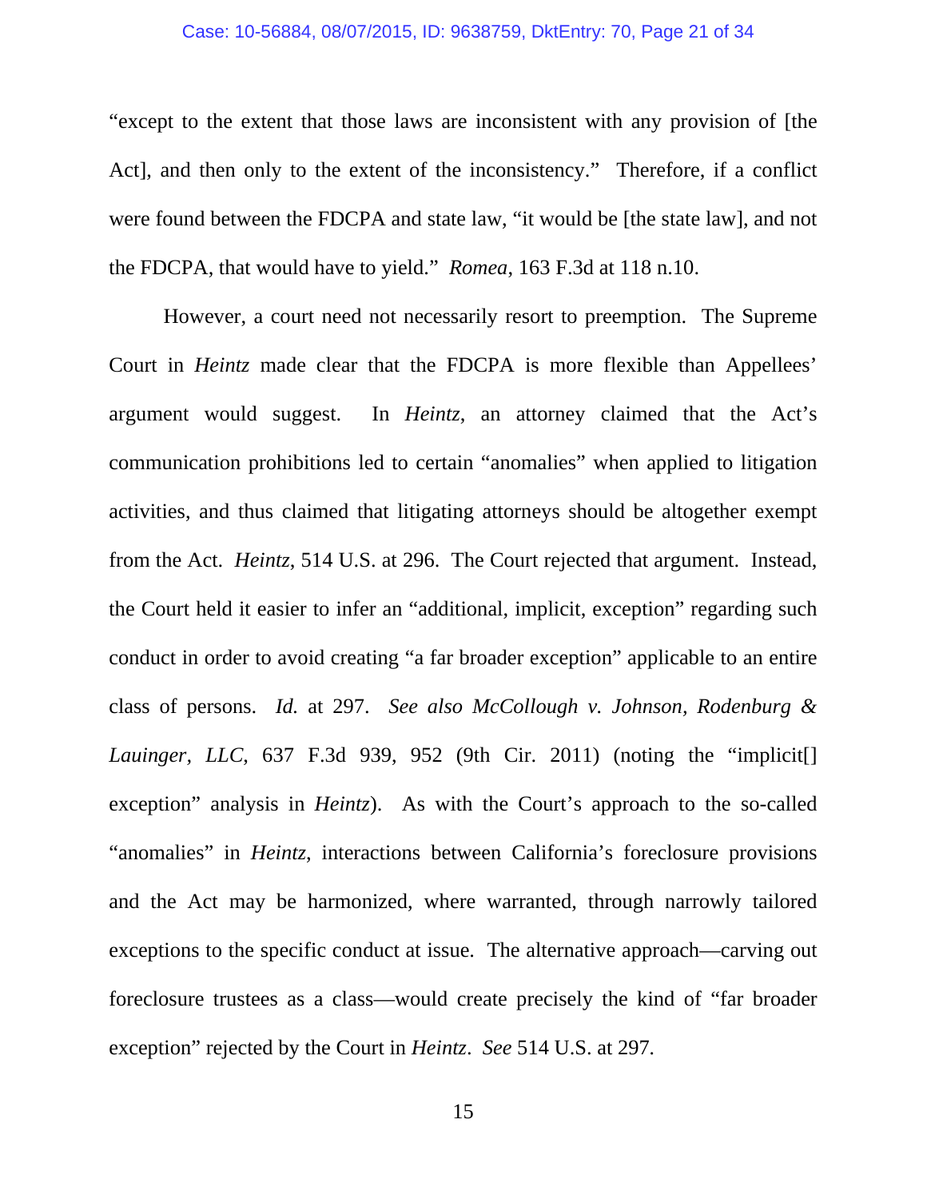"except to the extent that those laws are inconsistent with any provision of [the Act], and then only to the extent of the inconsistency." Therefore, if a conflict were found between the FDCPA and state law, "it would be [the state law], and not the FDCPA, that would have to yield." *Romea*, 163 F.3d at 118 n.10.

However, a court need not necessarily resort to preemption. The Supreme Court in *Heintz* made clear that the FDCPA is more flexible than Appellees' argument would suggest. In *Heintz*, an attorney claimed that the Act's communication prohibitions led to certain "anomalies" when applied to litigation activities, and thus claimed that litigating attorneys should be altogether exempt from the Act. *Heintz*, 514 U.S. at 296. The Court rejected that argument. Instead, the Court held it easier to infer an "additional, implicit, exception" regarding such conduct in order to avoid creating "a far broader exception" applicable to an entire class of persons. *Id.* at 297. *See also McCollough v. Johnson, Rodenburg & Lauinger, LLC*, 637 F.3d 939, 952 (9th Cir. 2011) (noting the "implicit[] exception" analysis in *Heintz*). As with the Court's approach to the so-called "anomalies" in *Heintz*, interactions between California's foreclosure provisions and the Act may be harmonized, where warranted, through narrowly tailored exceptions to the specific conduct at issue. The alternative approach—carving out foreclosure trustees as a class—would create precisely the kind of "far broader exception" rejected by the Court in *Heintz*. *See* 514 U.S. at 297.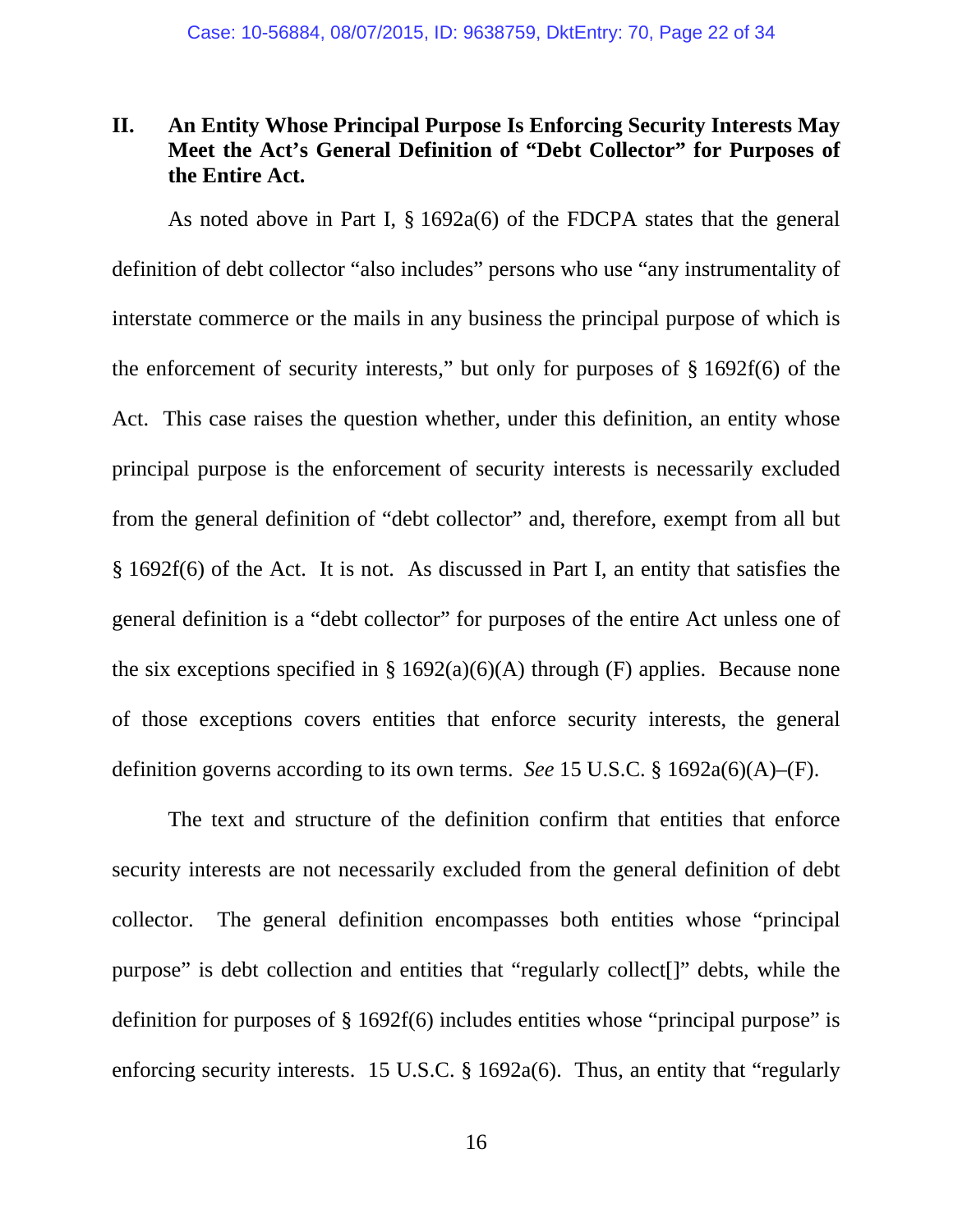## II. An Entity Whose Principal Purpose Is Enforcing Security Interests May Meet the Act's General Definition of "Debt Collector" for Purposes of the Entire Act.

As noted above in Part I, § 1692a(6) of the FDCPA states that the general definition of debt collector "also includes" persons who use "any instrumentality of interstate commerce or the mails in any business the principal purpose of which is the enforcement of security interests," but only for purposes of § 1692f(6) of the Act. This case raises the question whether, under this definition, an entity whose principal purpose is the enforcement of security interests is necessarily excluded from the general definition of "debt collector" and, therefore, exempt from all but § 1692f(6) of the Act. It is not. As discussed in Part I, an entity that satisfies the general definition is a "debt collector" for purposes of the entire Act unless one of the six exceptions specified in § 1692(a)(6)(A) through (F) applies. Because none of those exceptions covers entities that enforce security interests, the general definition governs according to its own terms. *See* 15 U.S.C. § 1692a(6)(A)–(F).

The text and structure of the definition confirm that entities that enforce security interests are not necessarily excluded from the general definition of debt collector. The general definition encompasses both entities whose "principal purpose" is debt collection and entities that "regularly collect[]" debts, while the definition for purposes of § 1692f(6) includes entities whose "principal purpose" is enforcing security interests. 15 U.S.C. § 1692a(6). Thus, an entity that "regularly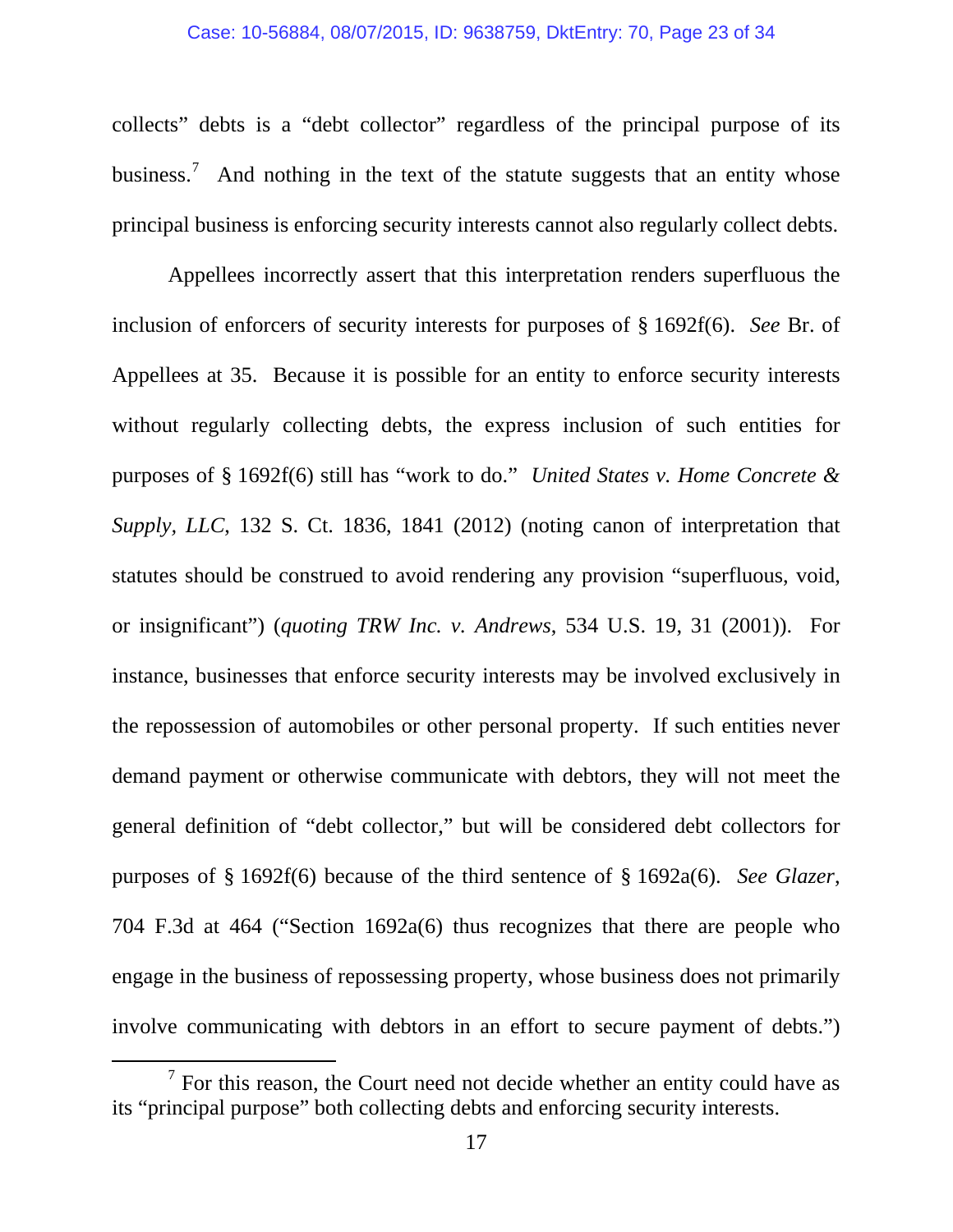collects" debts is a "debt collector" regardless of the principal purpose of its business.[7] And nothing in the text of the statute suggests that an entity whose principal business is enforcing security interests cannot also regularly collect debts.

Appellees incorrectly assert that this interpretation renders superfluous the inclusion of enforcers of security interests for purposes of § 1692f(6). *See* Br. of Appellees at 35. Because it is possible for an entity to enforce security interests without regularly collecting debts, the express inclusion of such entities for purposes of § 1692f(6) still has "work to do." *United States v. Home Concrete & Supply, LLC*, 132 S. Ct. 1836, 1841 (2012) (noting canon of interpretation that statutes should be construed to avoid rendering any provision "superfluous, void, or insignificant") (*quoting TRW Inc. v. Andrews*, 534 U.S. 19, 31 (2001)). For instance, businesses that enforce security interests may be involved exclusively in the repossession of automobiles or other personal property. If such entities never demand payment or otherwise communicate with debtors, they will not meet the general definition of "debt collector," but will be considered debt collectors for purposes of § 1692f(6) because of the third sentence of § 1692a(6). *See Glazer*, 704 F.3d at 464 ("Section 1692a(6) thus recognizes that there are people who engage in the business of repossessing property, whose business does not primarily involve communicating with debtors in an effort to secure payment of debts.")

[7] For this reason, the Court need not decide whether an entity could have as its "principal purpose" both collecting debts and enforcing security interests.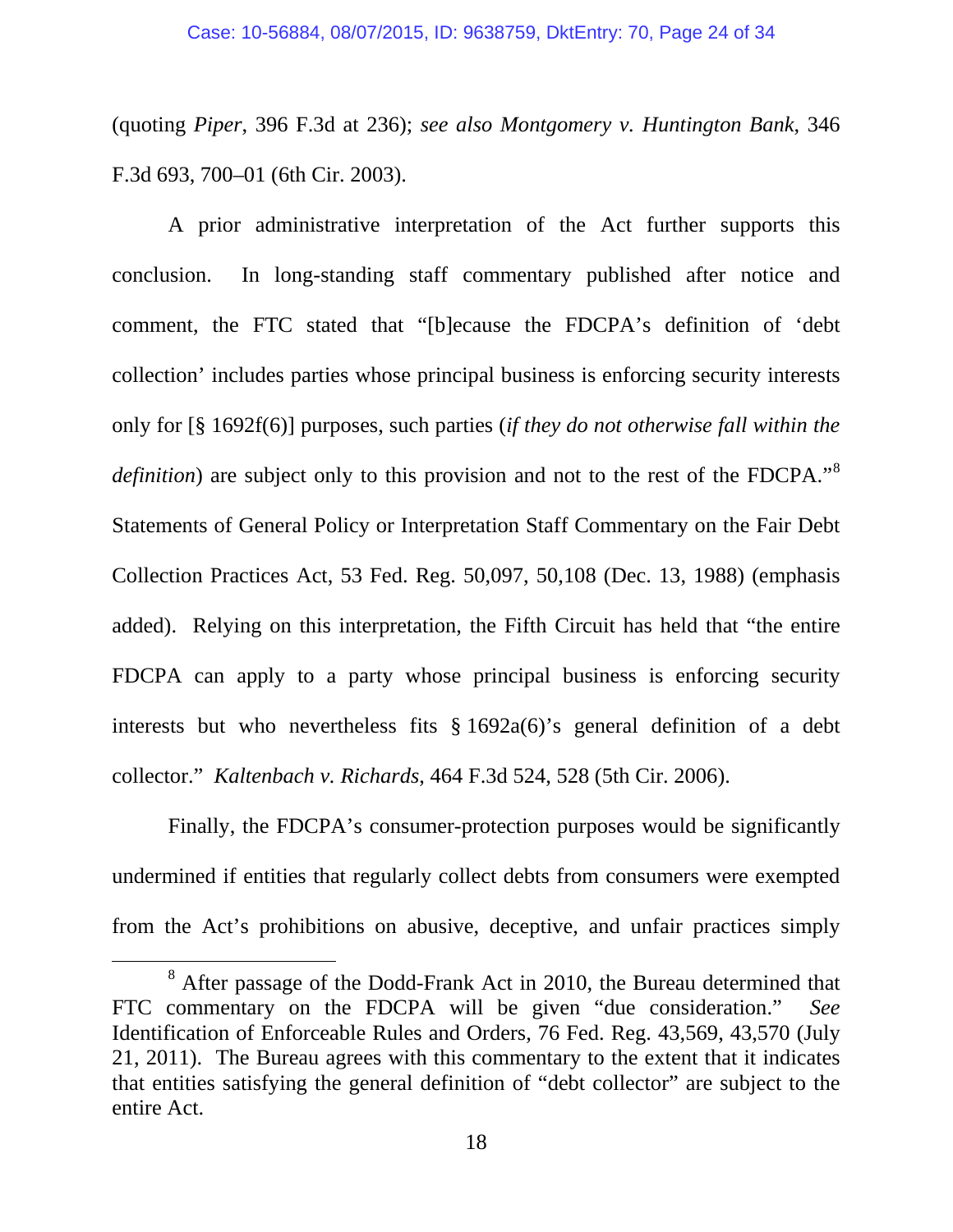(quoting *Piper*, 396 F.3d at 236); *see also Montgomery v. Huntington Bank*, 346 F.3d 693, 700–01 (6th Cir. 2003).

A prior administrative interpretation of the Act further supports this conclusion. In long-standing staff commentary published after notice and comment, the FTC stated that "[b]ecause the FDCPA's definition of 'debt collection' includes parties whose principal business is enforcing security interests only for [§ 1692f(6)] purposes, such parties (*if they do not otherwise fall within the definition*) are subject only to this provision and not to the rest of the FDCPA."[8] Statements of General Policy or Interpretation Staff Commentary on the Fair Debt Collection Practices Act, 53 Fed. Reg. 50,097, 50,108 (Dec. 13, 1988) (emphasis added). Relying on this interpretation, the Fifth Circuit has held that "the entire FDCPA can apply to a party whose principal business is enforcing security interests but who nevertheless fits § 1692a(6)'s general definition of a debt collector." *Kaltenbach v. Richards*, 464 F.3d 524, 528 (5th Cir. 2006).

Finally, the FDCPA's consumer-protection purposes would be significantly undermined if entities that regularly collect debts from consumers were exempted from the Act's prohibitions on abusive, deceptive, and unfair practices simply

---

[8] After passage of the Dodd-Frank Act in 2010, the Bureau determined that FTC commentary on the FDCPA will be given "due consideration." *See* Identification of Enforceable Rules and Orders, 76 Fed. Reg. 43,569, 43,570 (July 21, 2011). The Bureau agrees with this commentary to the extent that it indicates that entities satisfying the general definition of "debt collector" are subject to the entire Act.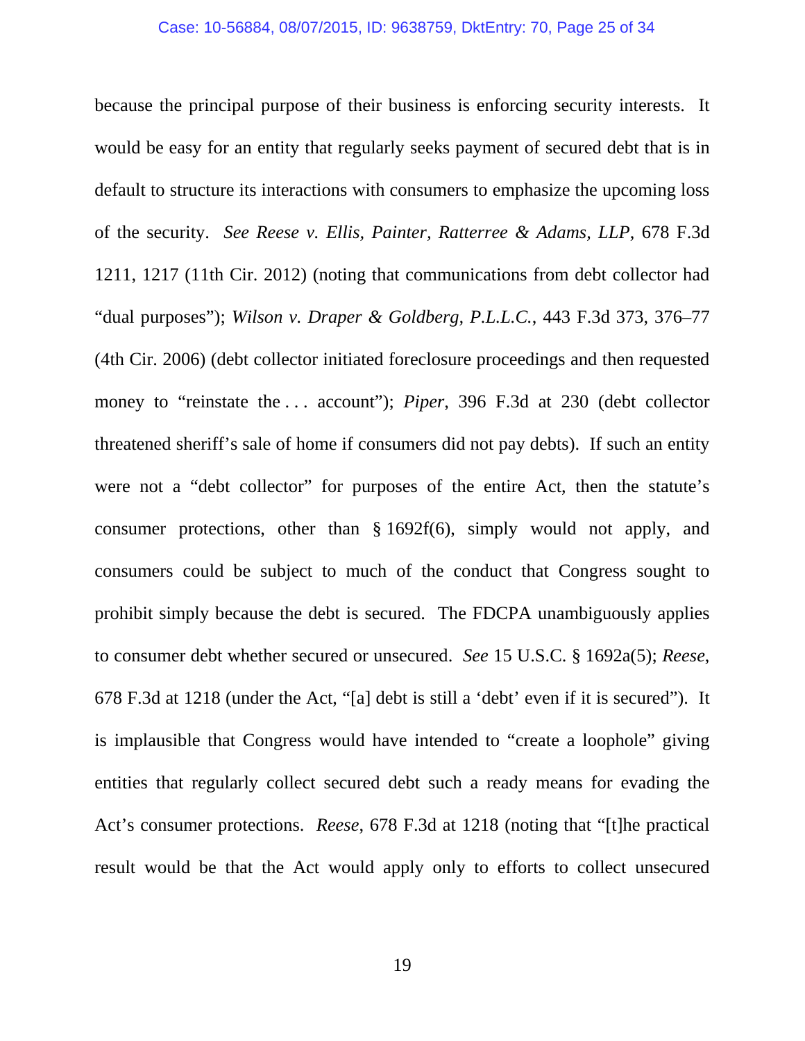because the principal purpose of their business is enforcing security interests. It would be easy for an entity that regularly seeks payment of secured debt that is in default to structure its interactions with consumers to emphasize the upcoming loss of the security. *See Reese v. Ellis, Painter, Ratterree & Adams, LLP*, 678 F.3d 1211, 1217 (11th Cir. 2012) (noting that communications from debt collector had "dual purposes"); *Wilson v. Draper & Goldberg, P.L.L.C.*, 443 F.3d 373, 376–77 (4th Cir. 2006) (debt collector initiated foreclosure proceedings and then requested money to "reinstate the . . . account"); *Piper*, 396 F.3d at 230 (debt collector threatened sheriff's sale of home if consumers did not pay debts). If such an entity were not a "debt collector" for purposes of the entire Act, then the statute's consumer protections, other than § 1692f(6), simply would not apply, and consumers could be subject to much of the conduct that Congress sought to prohibit simply because the debt is secured. The FDCPA unambiguously applies to consumer debt whether secured or unsecured. *See* 15 U.S.C. § 1692a(5); *Reese*, 678 F.3d at 1218 (under the Act, "[a] debt is still a 'debt' even if it is secured"). It is implausible that Congress would have intended to "create a loophole" giving entities that regularly collect secured debt such a ready means for evading the Act's consumer protections. *Reese*, 678 F.3d at 1218 (noting that "[t]he practical result would be that the Act would apply only to efforts to collect unsecured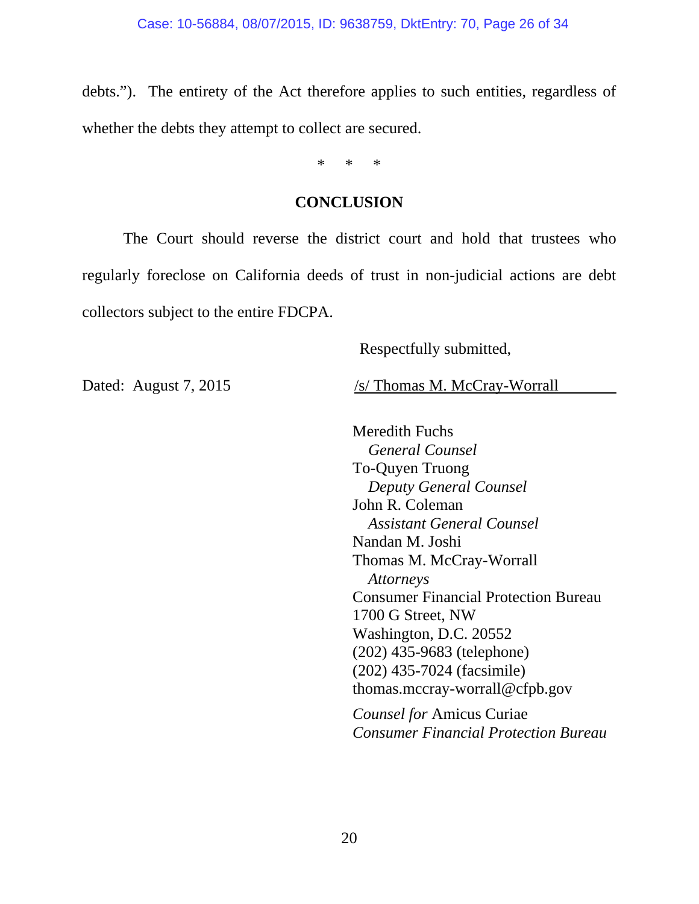debts."). The entirety of the Act therefore applies to such entities, regardless of whether the debts they attempt to collect are secured.

\* \* \*

## CONCLUSION

The Court should reverse the district court and hold that trustees who regularly foreclose on California deeds of trust in non-judicial actions are debt collectors subject to the entire FDCPA.

Respectfully submitted,

Dated: August 7, 2015

/s/ Thomas M. McCray-Worrall

Meredith Fuchs
*General Counsel*
To-Quyen Truong
*Deputy General Counsel*
John R. Coleman
*Assistant General Counsel*
Nandan M. Joshi
Thomas M. McCray-Worrall
*Attorneys*
Consumer Financial Protection Bureau
1700 G Street, NW
Washington, D.C. 20552
(202) 435-9683 (telephone)
(202) 435-7024 (facsimile)
thomas.mccray-worrall@cfpb.gov

*Counsel for* Amicus Curiae
*Consumer Financial Protection Bureau*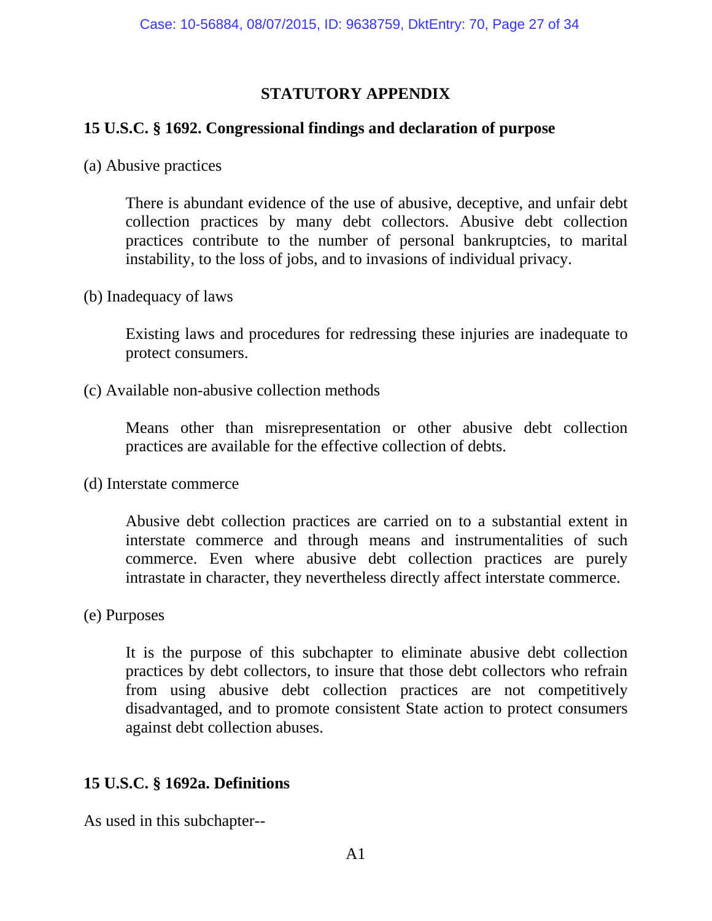# STATUTORY APPENDIX

## 15 U.S.C. § 1692. Congressional findings and declaration of purpose

(a) Abusive practices

> There is abundant evidence of the use of abusive, deceptive, and unfair debt collection practices by many debt collectors. Abusive debt collection practices contribute to the number of personal bankruptcies, to marital instability, to the loss of jobs, and to invasions of individual privacy.

(b) Inadequacy of laws

> Existing laws and procedures for redressing these injuries are inadequate to protect consumers.

(c) Available non-abusive collection methods

> Means other than misrepresentation or other abusive debt collection practices are available for the effective collection of debts.

(d) Interstate commerce

> Abusive debt collection practices are carried on to a substantial extent in interstate commerce and through means and instrumentalities of such commerce. Even where abusive debt collection practices are purely intrastate in character, they nevertheless directly affect interstate commerce.

(e) Purposes

> It is the purpose of this subchapter to eliminate abusive debt collection practices by debt collectors, to insure that those debt collectors who refrain from using abusive debt collection practices are not competitively disadvantaged, and to promote consistent State action to protect consumers against debt collection abuses.

## 15 U.S.C. § 1692a. Definitions

As used in this subchapter--

A1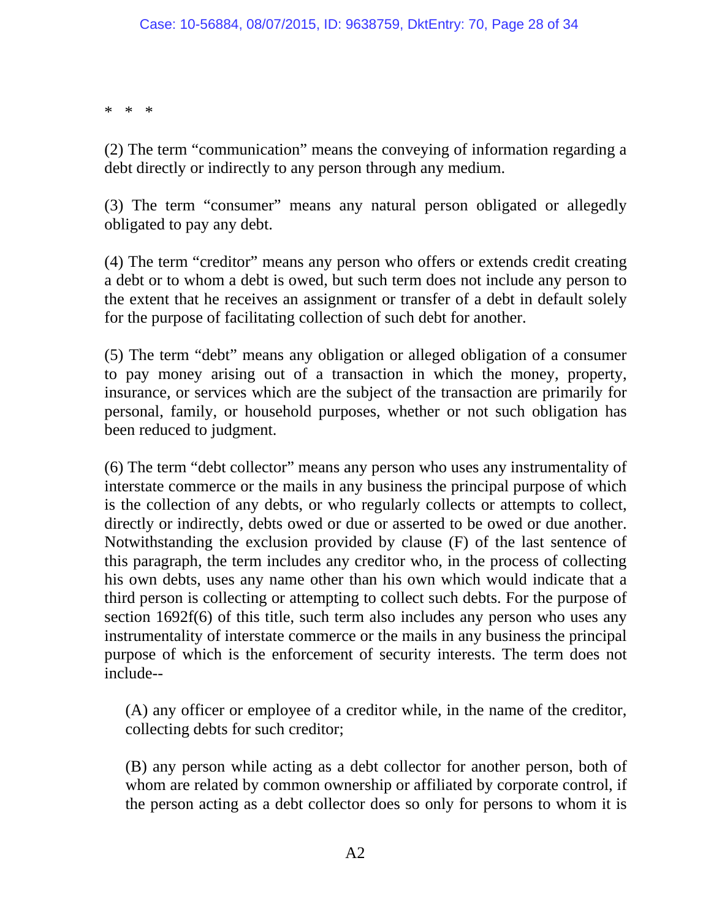\* \* \*

(2) The term “communication” means the conveying of information regarding a debt directly or indirectly to any person through any medium.

(3) The term “consumer” means any natural person obligated or allegedly obligated to pay any debt.

(4) The term “creditor” means any person who offers or extends credit creating a debt or to whom a debt is owed, but such term does not include any person to the extent that he receives an assignment or transfer of a debt in default solely for the purpose of facilitating collection of such debt for another.

(5) The term “debt” means any obligation or alleged obligation of a consumer to pay money arising out of a transaction in which the money, property, insurance, or services which are the subject of the transaction are primarily for personal, family, or household purposes, whether or not such obligation has been reduced to judgment.

(6) The term “debt collector” means any person who uses any instrumentality of interstate commerce or the mails in any business the principal purpose of which is the collection of any debts, or who regularly collects or attempts to collect, directly or indirectly, debts owed or due or asserted to be owed or due another. Notwithstanding the exclusion provided by clause (F) of the last sentence of this paragraph, the term includes any creditor who, in the process of collecting his own debts, uses any name other than his own which would indicate that a third person is collecting or attempting to collect such debts. For the purpose of section 1692f(6) of this title, such term also includes any person who uses any instrumentality of interstate commerce or the mails in any business the principal purpose of which is the enforcement of security interests. The term does not include--

> (A) any officer or employee of a creditor while, in the name of the creditor, collecting debts for such creditor;
>
> (B) any person while acting as a debt collector for another person, both of whom are related by common ownership or affiliated by corporate control, if the person acting as a debt collector does so only for persons to whom it is

A2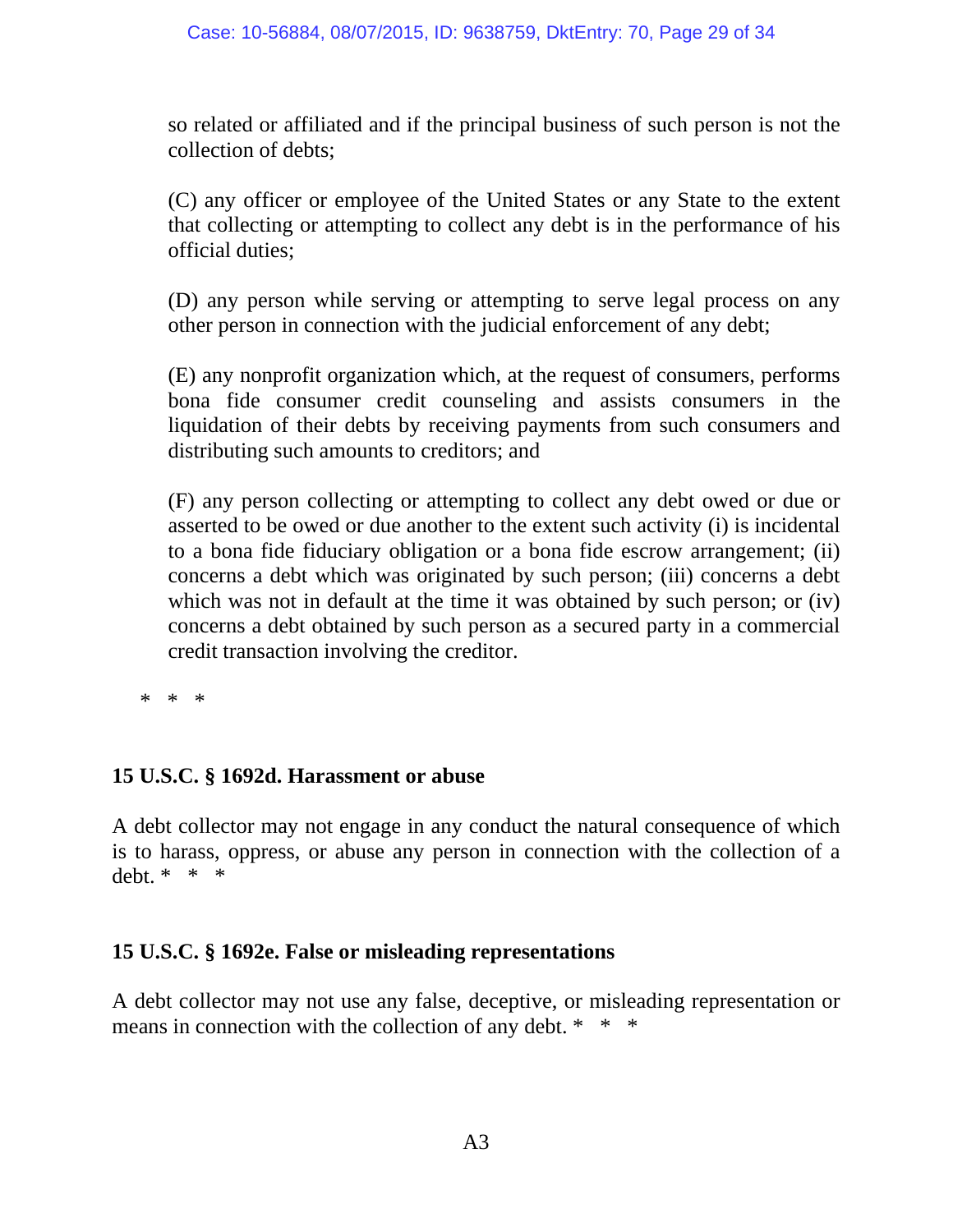so related or affiliated and if the principal business of such person is not the collection of debts;

(C) any officer or employee of the United States or any State to the extent that collecting or attempting to collect any debt is in the performance of his official duties;

(D) any person while serving or attempting to serve legal process on any other person in connection with the judicial enforcement of any debt;

(E) any nonprofit organization which, at the request of consumers, performs bona fide consumer credit counseling and assists consumers in the liquidation of their debts by receiving payments from such consumers and distributing such amounts to creditors; and

(F) any person collecting or attempting to collect any debt owed or due or asserted to be owed or due another to the extent such activity (i) is incidental to a bona fide fiduciary obligation or a bona fide escrow arrangement; (ii) concerns a debt which was originated by such person; (iii) concerns a debt which was not in default at the time it was obtained by such person; or (iv) concerns a debt obtained by such person as a secured party in a commercial credit transaction involving the creditor.

\* \* \*

**15 U.S.C. § 1692d. Harassment or abuse**

A debt collector may not engage in any conduct the natural consequence of which is to harass, oppress, or abuse any person in connection with the collection of a debt. \* \* \*

**15 U.S.C. § 1692e. False or misleading representations**

A debt collector may not use any false, deceptive, or misleading representation or means in connection with the collection of any debt. \* \* \*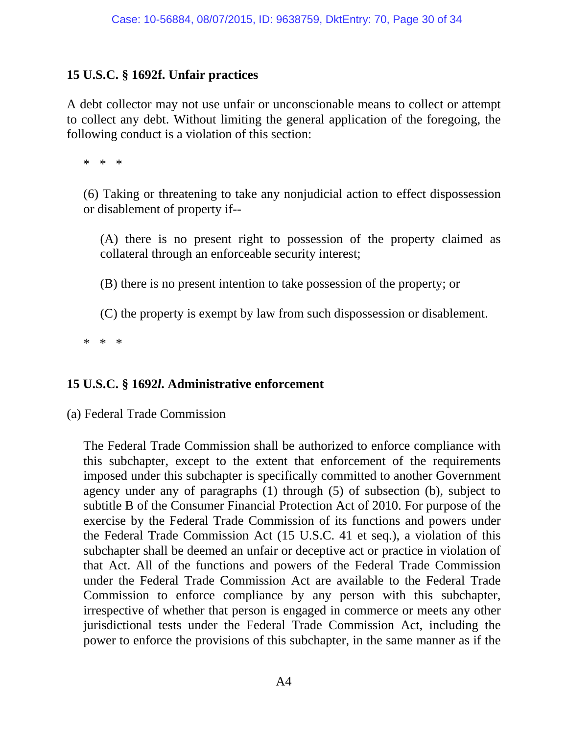**15 U.S.C. § 1692f. Unfair practices**

A debt collector may not use unfair or unconscionable means to collect or attempt to collect any debt. Without limiting the general application of the foregoing, the following conduct is a violation of this section:

\* \* \*

(6) Taking or threatening to take any nonjudicial action to effect dispossession or disablement of property if--

(A) there is no present right to possession of the property claimed as collateral through an enforceable security interest;

(B) there is no present intention to take possession of the property; or

(C) the property is exempt by law from such dispossession or disablement.

\* \* \*

**15 U.S.C. § 1692*l*. Administrative enforcement**

(a) Federal Trade Commission

The Federal Trade Commission shall be authorized to enforce compliance with this subchapter, except to the extent that enforcement of the requirements imposed under this subchapter is specifically committed to another Government agency under any of paragraphs (1) through (5) of subsection (b), subject to subtitle B of the Consumer Financial Protection Act of 2010. For purpose of the exercise by the Federal Trade Commission of its functions and powers under the Federal Trade Commission Act (15 U.S.C. 41 et seq.), a violation of this subchapter shall be deemed an unfair or deceptive act or practice in violation of that Act. All of the functions and powers of the Federal Trade Commission under the Federal Trade Commission Act are available to the Federal Trade Commission to enforce compliance by any person with this subchapter, irrespective of whether that person is engaged in commerce or meets any other jurisdictional tests under the Federal Trade Commission Act, including the power to enforce the provisions of this subchapter, in the same manner as if the

A4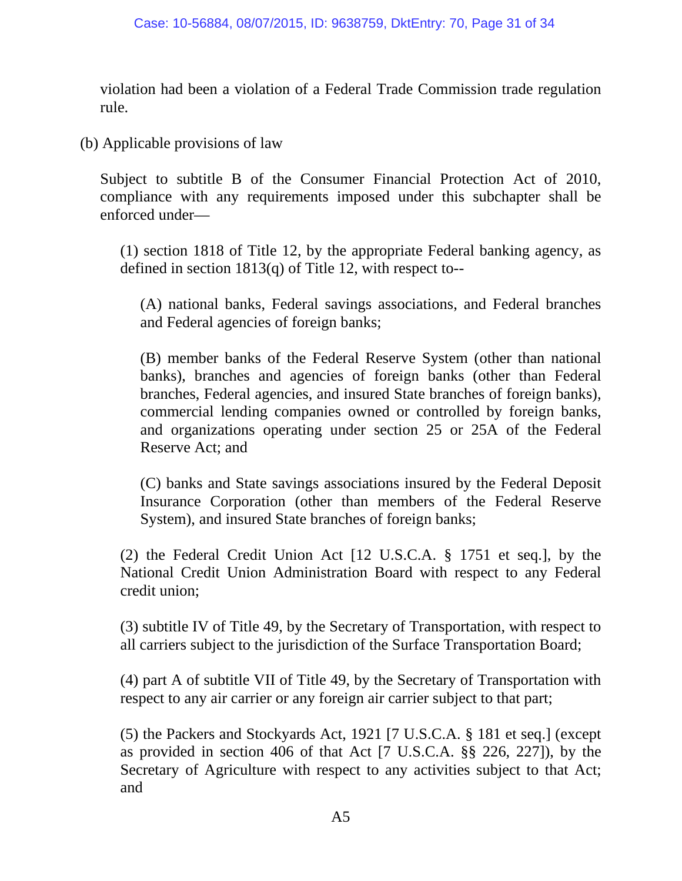violation had been a violation of a Federal Trade Commission trade regulation rule.

(b) Applicable provisions of law

Subject to subtitle B of the Consumer Financial Protection Act of 2010, compliance with any requirements imposed under this subchapter shall be enforced under—

(1) section 1818 of Title 12, by the appropriate Federal banking agency, as defined in section 1813(q) of Title 12, with respect to--

(A) national banks, Federal savings associations, and Federal branches and Federal agencies of foreign banks;

(B) member banks of the Federal Reserve System (other than national banks), branches and agencies of foreign banks (other than Federal branches, Federal agencies, and insured State branches of foreign banks), commercial lending companies owned or controlled by foreign banks, and organizations operating under section 25 or 25A of the Federal Reserve Act; and

(C) banks and State savings associations insured by the Federal Deposit Insurance Corporation (other than members of the Federal Reserve System), and insured State branches of foreign banks;

(2) the Federal Credit Union Act [12 U.S.C.A. § 1751 et seq.], by the National Credit Union Administration Board with respect to any Federal credit union;

(3) subtitle IV of Title 49, by the Secretary of Transportation, with respect to all carriers subject to the jurisdiction of the Surface Transportation Board;

(4) part A of subtitle VII of Title 49, by the Secretary of Transportation with respect to any air carrier or any foreign air carrier subject to that part;

(5) the Packers and Stockyards Act, 1921 [7 U.S.C.A. § 181 et seq.] (except as provided in section 406 of that Act [7 U.S.C.A. §§ 226, 227]), by the Secretary of Agriculture with respect to any activities subject to that Act; and

A5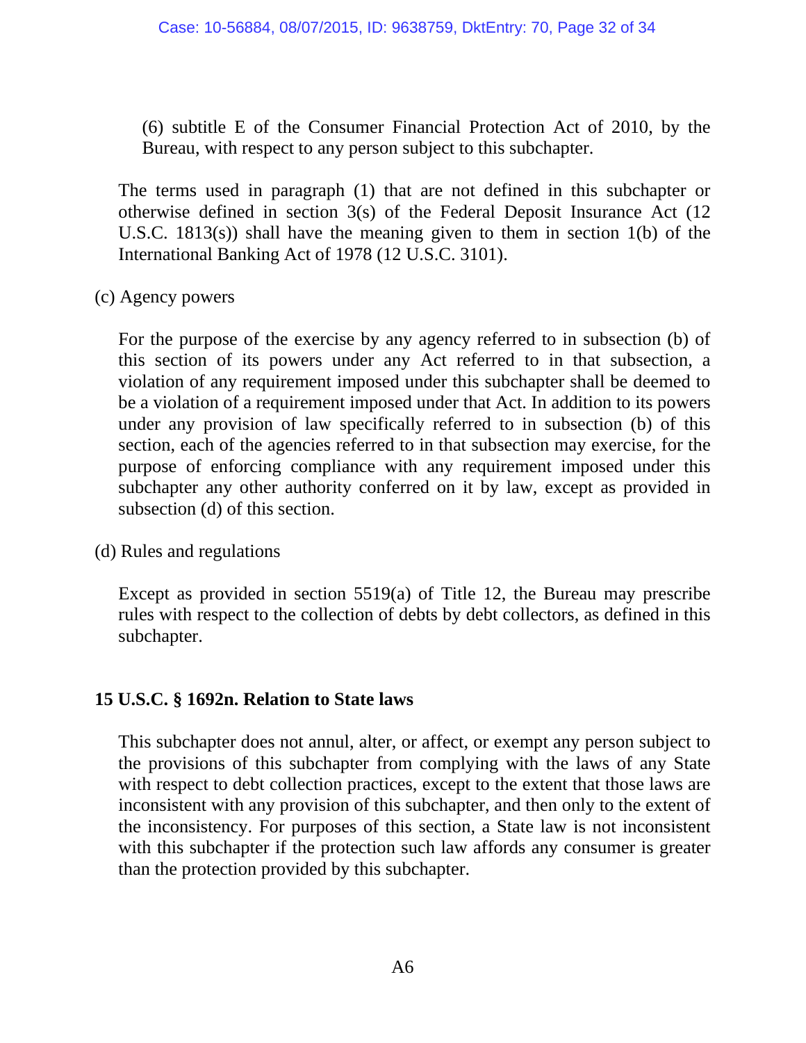(6) subtitle E of the Consumer Financial Protection Act of 2010, by the Bureau, with respect to any person subject to this subchapter.

The terms used in paragraph (1) that are not defined in this subchapter or otherwise defined in section 3(s) of the Federal Deposit Insurance Act (12 U.S.C. 1813(s)) shall have the meaning given to them in section 1(b) of the International Banking Act of 1978 (12 U.S.C. 3101).

(c) Agency powers

For the purpose of the exercise by any agency referred to in subsection (b) of this section of its powers under any Act referred to in that subsection, a violation of any requirement imposed under this subchapter shall be deemed to be a violation of a requirement imposed under that Act. In addition to its powers under any provision of law specifically referred to in subsection (b) of this section, each of the agencies referred to in that subsection may exercise, for the purpose of enforcing compliance with any requirement imposed under this subchapter any other authority conferred on it by law, except as provided in subsection (d) of this section.

(d) Rules and regulations

Except as provided in section 5519(a) of Title 12, the Bureau may prescribe rules with respect to the collection of debts by debt collectors, as defined in this subchapter.

**15 U.S.C. § 1692n. Relation to State laws**

This subchapter does not annul, alter, or affect, or exempt any person subject to the provisions of this subchapter from complying with the laws of any State with respect to debt collection practices, except to the extent that those laws are inconsistent with any provision of this subchapter, and then only to the extent of the inconsistency. For purposes of this section, a State law is not inconsistent with this subchapter if the protection such law affords any consumer is greater than the protection provided by this subchapter.

A6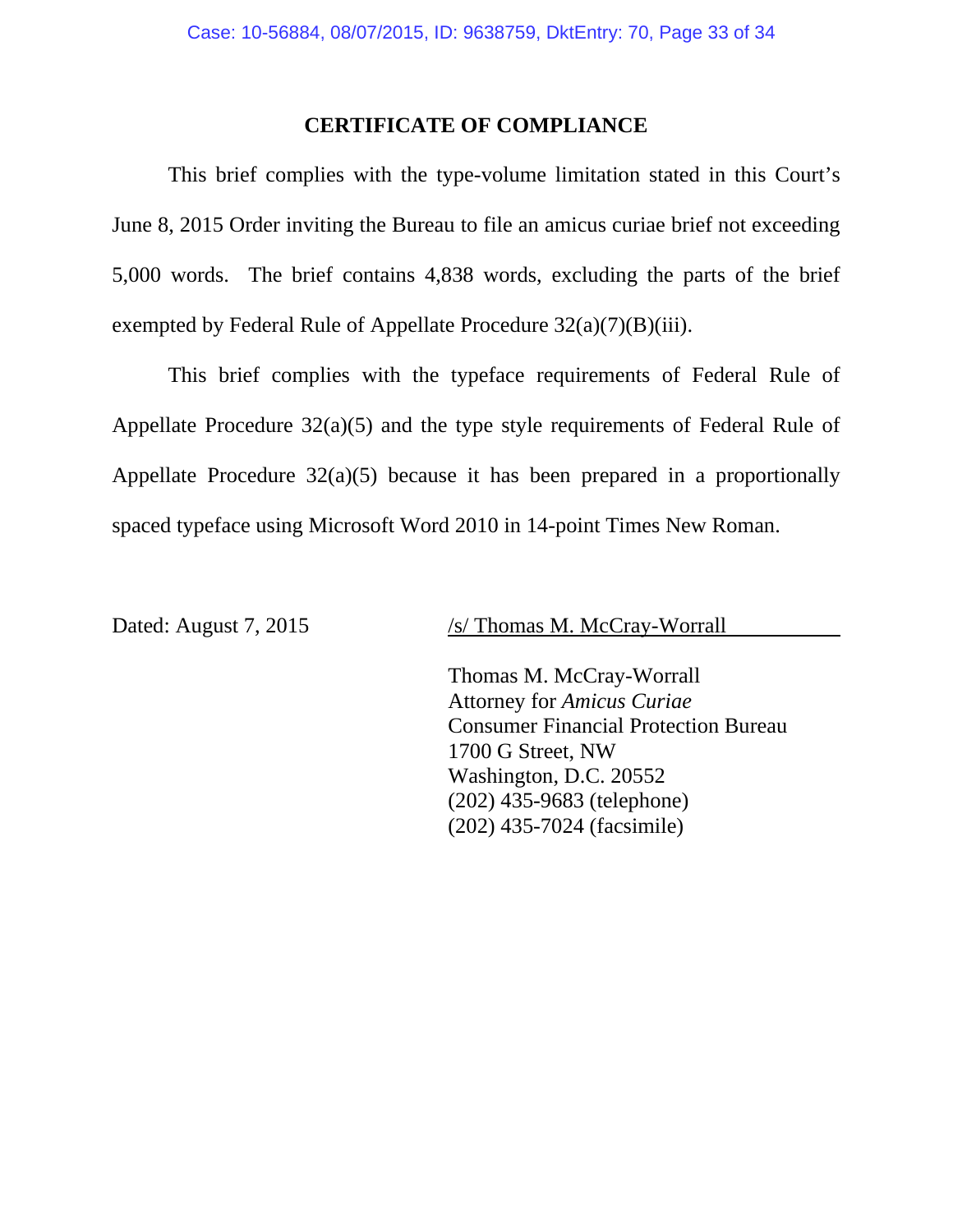## CERTIFICATE OF COMPLIANCE

This brief complies with the type-volume limitation stated in this Court's June 8, 2015 Order inviting the Bureau to file an amicus curiae brief not exceeding 5,000 words. The brief contains 4,838 words, excluding the parts of the brief exempted by Federal Rule of Appellate Procedure 32(a)(7)(B)(iii).

This brief complies with the typeface requirements of Federal Rule of Appellate Procedure 32(a)(5) and the type style requirements of Federal Rule of Appellate Procedure 32(a)(5) because it has been prepared in a proportionally spaced typeface using Microsoft Word 2010 in 14-point Times New Roman.

Dated: August 7, 2015

/s/ Thomas M. McCray-Worrall

Thomas M. McCray-Worrall
Attorney for *Amicus Curiae*
Consumer Financial Protection Bureau
1700 G Street, NW
Washington, D.C. 20552
(202) 435-9683 (telephone)
(202) 435-7024 (facsimile)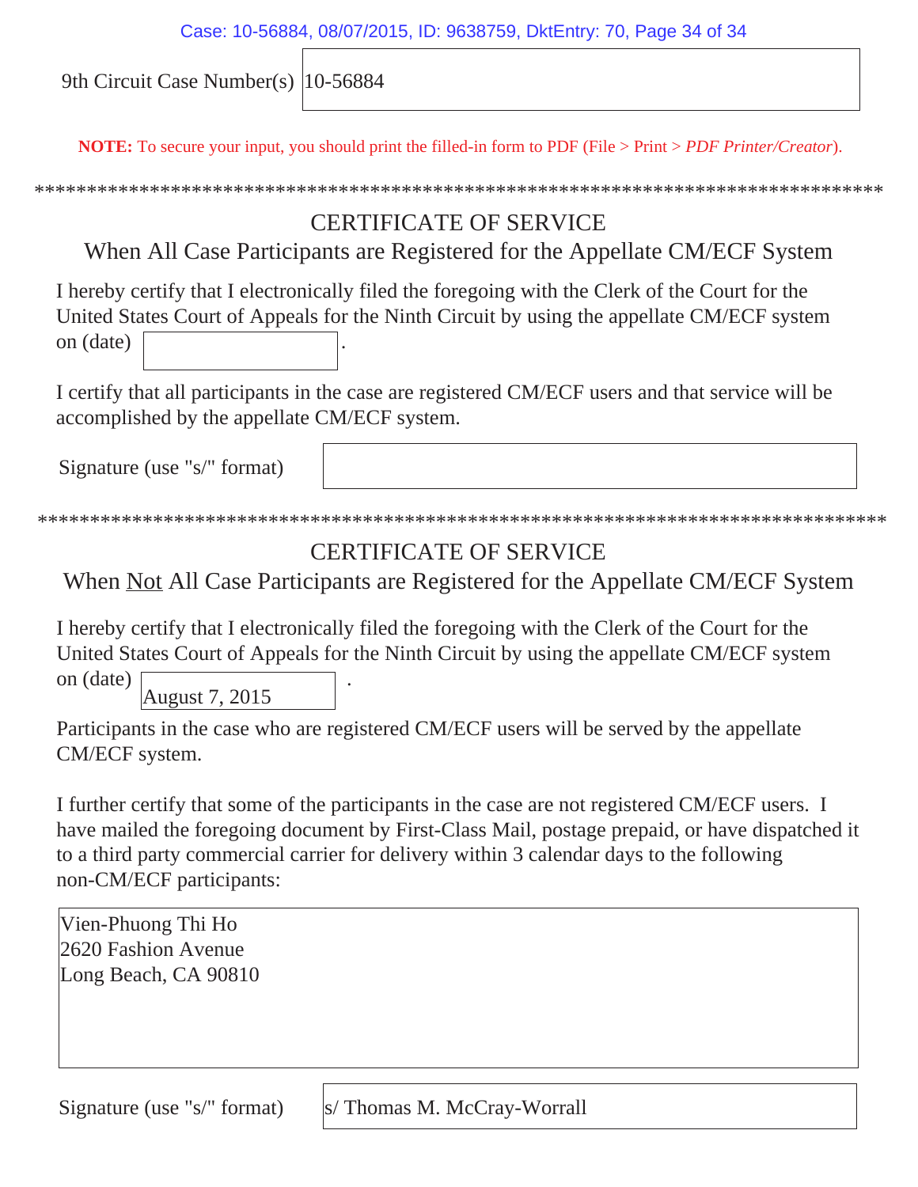9th Circuit Case Number(s) 10-56884

**NOTE:** To secure your input, you should print the filled-in form to PDF (File > Print > *PDF Printer/Creator*).

*********************************************************************************

## CERTIFICATE OF SERVICE
### When All Case Participants are Registered for the Appellate CM/ECF System

I hereby certify that I electronically filed the foregoing with the Clerk of the Court for the United States Court of Appeals for the Ninth Circuit by using the appellate CM/ECF system on (date) ____________.

I certify that all participants in the case are registered CM/ECF users and that service will be accomplished by the appellate CM/ECF system.

Signature (use "s/" format) ____________

*********************************************************************************

## CERTIFICATE OF SERVICE
### When Not All Case Participants are Registered for the Appellate CM/ECF System

I hereby certify that I electronically filed the foregoing with the Clerk of the Court for the United States Court of Appeals for the Ninth Circuit by using the appellate CM/ECF system on (date) August 7, 2015.

Participants in the case who are registered CM/ECF users will be served by the appellate CM/ECF system.

I further certify that some of the participants in the case are not registered CM/ECF users. I have mailed the foregoing document by First-Class Mail, postage prepaid, or have dispatched it to a third party commercial carrier for delivery within 3 calendar days to the following non-CM/ECF participants:

Vien-Phuong Thi Ho
2620 Fashion Avenue
Long Beach, CA 90810

Signature (use "s/" format) s/ Thomas M. McCray-Worrall